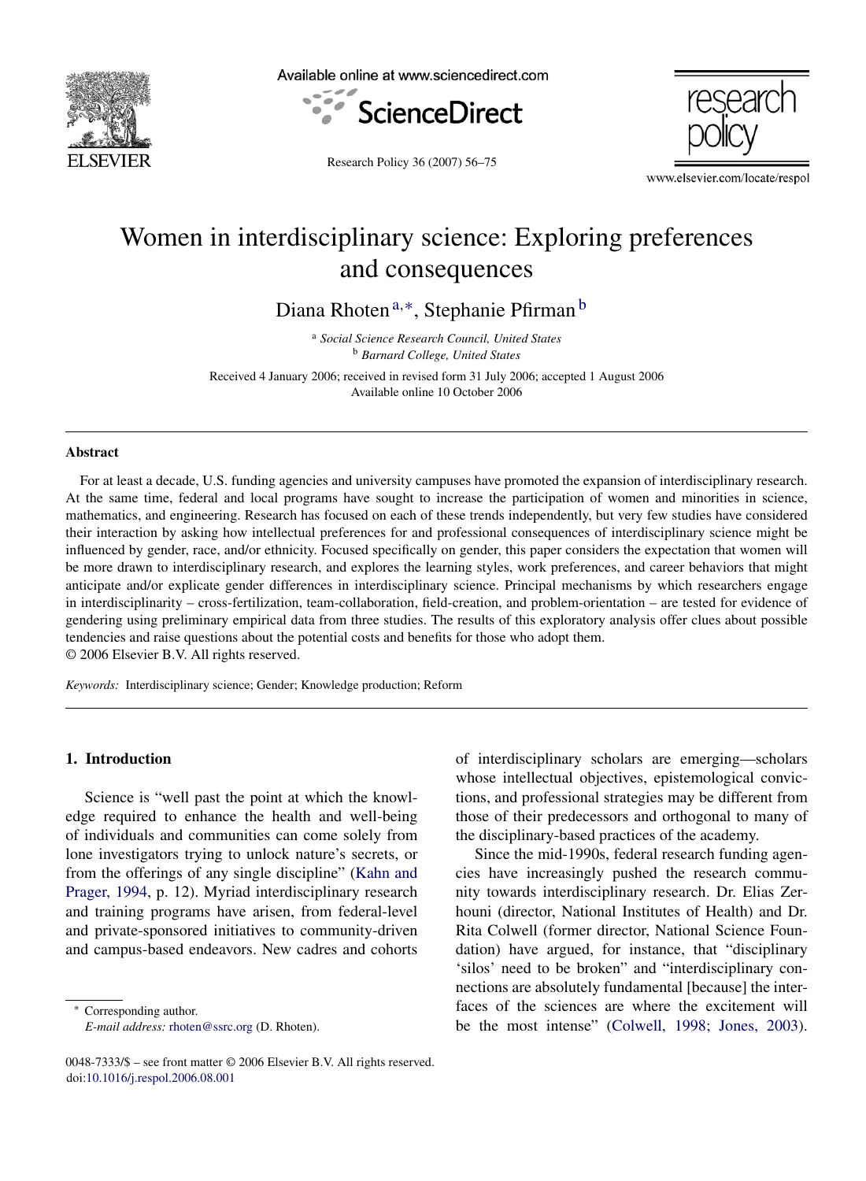# Women in interdisciplinary science: Exploring preferences and consequences

Diana Rhoten[a,*], Stephanie Pfirman[b]

[a] *Social Science Research Council, United States*
[b] *Barnard College, United States*

Received 4 January 2006; received in revised form 31 July 2006; accepted 1 August 2006
Available online 10 October 2006

## Abstract

For at least a decade, U.S. funding agencies and university campuses have promoted the expansion of interdisciplinary research. At the same time, federal and local programs have sought to increase the participation of women and minorities in science, mathematics, and engineering. Research has focused on each of these trends independently, but very few studies have considered their interaction by asking how intellectual preferences for and professional consequences of interdisciplinary science might be influenced by gender, race, and/or ethnicity. Focused specifically on gender, this paper considers the expectation that women will be more drawn to interdisciplinary research, and explores the learning styles, work preferences, and career behaviors that might anticipate and/or explicate gender differences in interdisciplinary science. Principal mechanisms by which researchers engage in interdisciplinarity – cross-fertilization, team-collaboration, field-creation, and problem-orientation – are tested for evidence of gendering using preliminary empirical data from three studies. The results of this exploratory analysis offer clues about possible tendencies and raise questions about the potential costs and benefits for those who adopt them.
© 2006 Elsevier B.V. All rights reserved.

*Keywords:* Interdisciplinary science; Gender; Knowledge production; Reform

## 1. Introduction

Science is "well past the point at which the knowledge required to enhance the health and well-being of individuals and communities can come solely from lone investigators trying to unlock nature's secrets, or from the offerings of any single discipline" (Kahn and Prager, 1994, p. 12). Myriad interdisciplinary research and training programs have arisen, from federal-level and private-sponsored initiatives to community-driven and campus-based endeavors. New cadres and cohorts of interdisciplinary scholars are emerging—scholars whose intellectual objectives, epistemological convictions, and professional strategies may be different from those of their predecessors and orthogonal to many of the disciplinary-based practices of the academy.

Since the mid-1990s, federal research funding agencies have increasingly pushed the research community towards interdisciplinary research. Dr. Elias Zerhouni (director, National Institutes of Health) and Dr. Rita Colwell (former director, National Science Foundation) have argued, for instance, that "disciplinary 'silos' need to be broken" and "interdisciplinary connections are absolutely fundamental [because] the interfaces of the sciences are where the excitement will be the most intense" (Colwell, 1998; Jones, 2003).

* Corresponding author.
*E-mail address:* rhoten@ssrc.org (D. Rhoten).

0048-7333/$ – see front matter © 2006 Elsevier B.V. All rights reserved.
doi:10.1016/j.respol.2006.08.001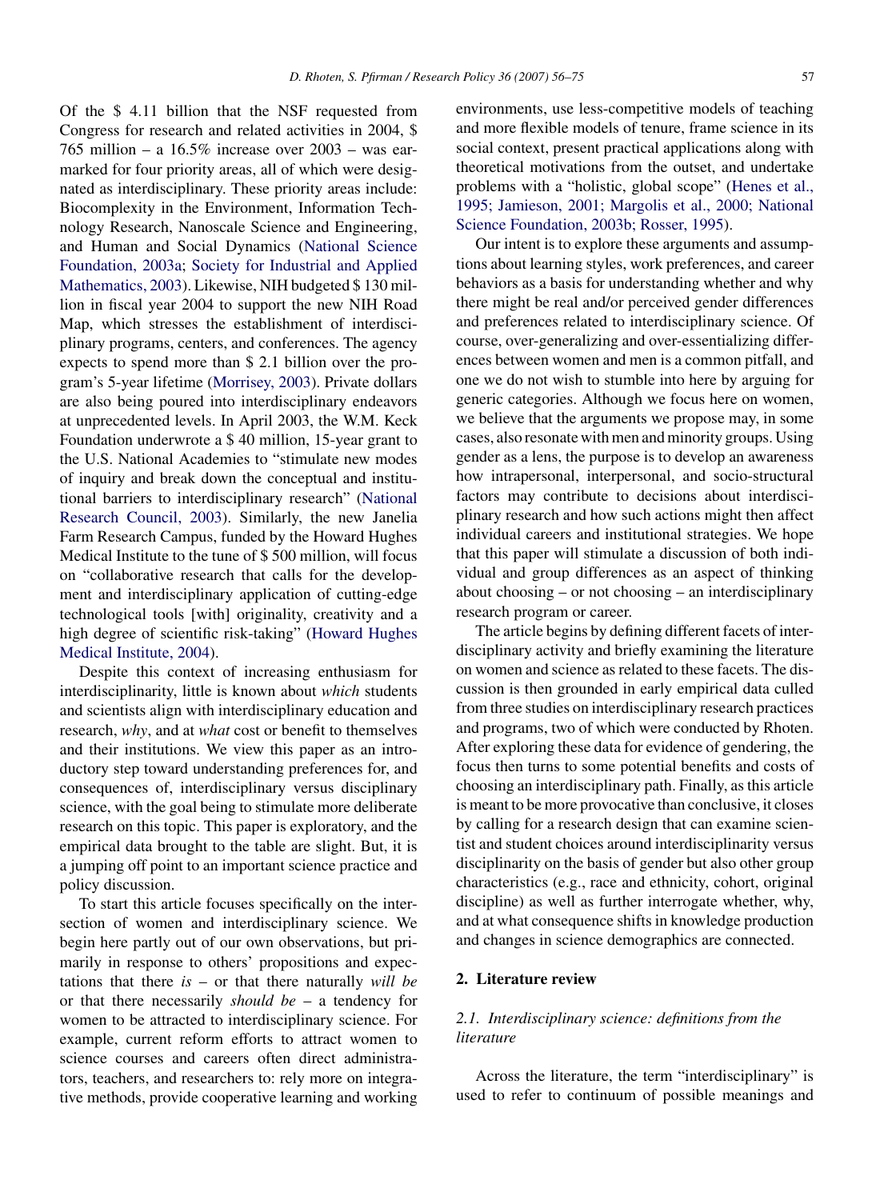Of the $ 4.11 billion that the NSF requested from Congress for research and related activities in 2004, $ 765 million – a 16.5% increase over 2003 – was earmarked for four priority areas, all of which were designated as interdisciplinary. These priority areas include: Biocomplexity in the Environment, Information Technology Research, Nanoscale Science and Engineering, and Human and Social Dynamics (National Science Foundation, 2003a; Society for Industrial and Applied Mathematics, 2003). Likewise, NIH budgeted $ 130 million in fiscal year 2004 to support the new NIH Road Map, which stresses the establishment of interdisciplinary programs, centers, and conferences. The agency expects to spend more than $ 2.1 billion over the program's 5-year lifetime (Morrisey, 2003). Private dollars are also being poured into interdisciplinary endeavors at unprecedented levels. In April 2003, the W.M. Keck Foundation underwrote a $ 40 million, 15-year grant to the U.S. National Academies to "stimulate new modes of inquiry and break down the conceptual and institutional barriers to interdisciplinary research" (National Research Council, 2003). Similarly, the new Janelia Farm Research Campus, funded by the Howard Hughes Medical Institute to the tune of $ 500 million, will focus on "collaborative research that calls for the development and interdisciplinary application of cutting-edge technological tools [with] originality, creativity and a high degree of scientific risk-taking" (Howard Hughes Medical Institute, 2004).

Despite this context of increasing enthusiasm for interdisciplinarity, little is known about *which* students and scientists align with interdisciplinary education and research, *why*, and at *what* cost or benefit to themselves and their institutions. We view this paper as an introductory step toward understanding preferences for, and consequences of, interdisciplinary versus disciplinary science, with the goal being to stimulate more deliberate research on this topic. This paper is exploratory, and the empirical data brought to the table are slight. But, it is a jumping off point to an important science practice and policy discussion.

To start this article focuses specifically on the intersection of women and interdisciplinary science. We begin here partly out of our own observations, but primarily in response to others' propositions and expectations that there *is* – or that there naturally *will be* or that there necessarily *should be* – a tendency for women to be attracted to interdisciplinary science. For example, current reform efforts to attract women to science courses and careers often direct administrators, teachers, and researchers to: rely more on integrative methods, provide cooperative learning and working environments, use less-competitive models of teaching and more flexible models of tenure, frame science in its social context, present practical applications along with theoretical motivations from the outset, and undertake problems with a "holistic, global scope" (Henes et al., 1995; Jamieson, 2001; Margolis et al., 2000; National Science Foundation, 2003b; Rosser, 1995).

Our intent is to explore these arguments and assumptions about learning styles, work preferences, and career behaviors as a basis for understanding whether and why there might be real and/or perceived gender differences and preferences related to interdisciplinary science. Of course, over-generalizing and over-essentializing differences between women and men is a common pitfall, and one we do not wish to stumble into here by arguing for generic categories. Although we focus here on women, we believe that the arguments we propose may, in some cases, also resonate with men and minority groups. Using gender as a lens, the purpose is to develop an awareness how intrapersonal, interpersonal, and socio-structural factors may contribute to decisions about interdisciplinary research and how such actions might then affect individual careers and institutional strategies. We hope that this paper will stimulate a discussion of both individual and group differences as an aspect of thinking about choosing – or not choosing – an interdisciplinary research program or career.

The article begins by defining different facets of interdisciplinary activity and briefly examining the literature on women and science as related to these facets. The discussion is then grounded in early empirical data culled from three studies on interdisciplinary research practices and programs, two of which were conducted by Rhoten. After exploring these data for evidence of gendering, the focus then turns to some potential benefits and costs of choosing an interdisciplinary path. Finally, as this article is meant to be more provocative than conclusive, it closes by calling for a research design that can examine scientist and student choices around interdisciplinarity versus disciplinarity on the basis of gender but also other group characteristics (e.g., race and ethnicity, cohort, original discipline) as well as further interrogate whether, why, and at what consequence shifts in knowledge production and changes in science demographics are connected.

## 2. Literature review

### 2.1. Interdisciplinary science: definitions from the literature

Across the literature, the term "interdisciplinary" is used to refer to continuum of possible meanings and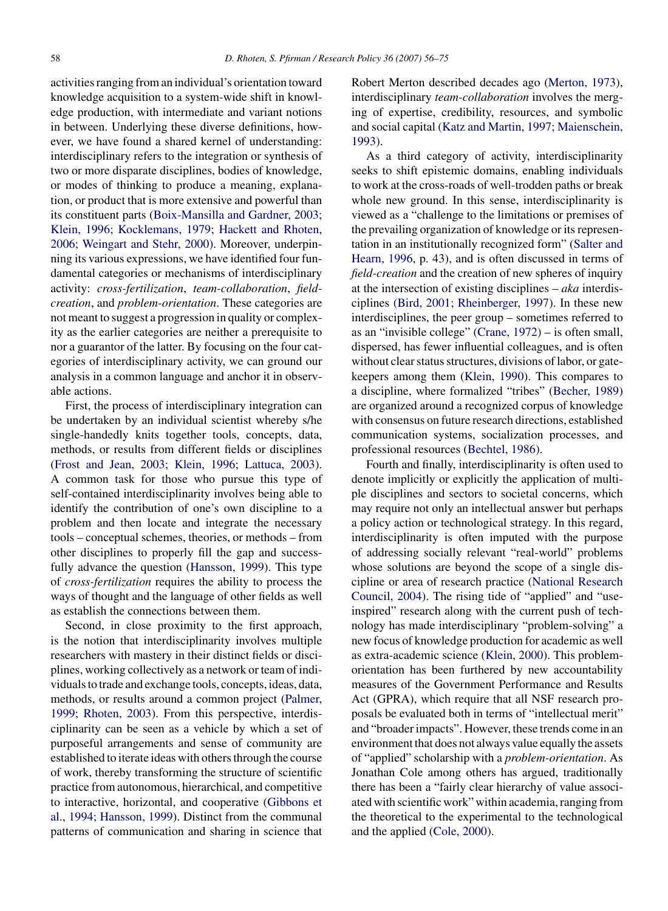activities ranging from an individual's orientation toward knowledge acquisition to a system-wide shift in knowledge production, with intermediate and variant notions in between. Underlying these diverse definitions, however, we have found a shared kernel of understanding: interdisciplinary refers to the integration or synthesis of two or more disparate disciplines, bodies of knowledge, or modes of thinking to produce a meaning, explanation, or product that is more extensive and powerful than its constituent parts (Boix-Mansilla and Gardner, 2003; Klein, 1996; Kocklemans, 1979; Hackett and Rhoten, 2006; Weingart and Stehr, 2000). Moreover, underpinning its various expressions, we have identified four fundamental categories or mechanisms of interdisciplinary activity: *cross-fertilization*, *team-collaboration*, *field-creation*, and *problem-orientation*. These categories are not meant to suggest a progression in quality or complexity as the earlier categories are neither a prerequisite to nor a guarantor of the latter. By focusing on the four categories of interdisciplinary activity, we can ground our analysis in a common language and anchor it in observable actions.

First, the process of interdisciplinary integration can be undertaken by an individual scientist whereby s/he single-handedly knits together tools, concepts, data, methods, or results from different fields or disciplines (Frost and Jean, 2003; Klein, 1996; Lattuca, 2003). A common task for those who pursue this type of self-contained interdisciplinarity involves being able to identify the contribution of one's own discipline to a problem and then locate and integrate the necessary tools – conceptual schemes, theories, or methods – from other disciplines to properly fill the gap and successfully advance the question (Hansson, 1999). This type of *cross-fertilization* requires the ability to process the ways of thought and the language of other fields as well as establish the connections between them.

Second, in close proximity to the first approach, is the notion that interdisciplinarity involves multiple researchers with mastery in their distinct fields or disciplines, working collectively as a network or team of individuals to trade and exchange tools, concepts, ideas, data, methods, or results around a common project (Palmer, 1999; Rhoten, 2003). From this perspective, interdisciplinarity can be seen as a vehicle by which a set of purposeful arrangements and sense of community are established to iterate ideas with others through the course of work, thereby transforming the structure of scientific practice from autonomous, hierarchical, and competitive to interactive, horizontal, and cooperative (Gibbons et al., 1994; Hansson, 1999). Distinct from the communal patterns of communication and sharing in science that Robert Merton described decades ago (Merton, 1973), interdisciplinary *team-collaboration* involves the merging of expertise, credibility, resources, and symbolic and social capital (Katz and Martin, 1997; Maienschein, 1993).

As a third category of activity, interdisciplinarity seeks to shift epistemic domains, enabling individuals to work at the cross-roads of well-trodden paths or break whole new ground. In this sense, interdisciplinarity is viewed as a "challenge to the limitations or premises of the prevailing organization of knowledge or its representation in an institutionally recognized form" (Salter and Hearn, 1996, p. 43), and is often discussed in terms of *field-creation* and the creation of new spheres of inquiry at the intersection of existing disciplines – *aka* interdisciplines (Bird, 2001; Rheinberger, 1997). In these new interdisciplines, the peer group – sometimes referred to as an "invisible college" (Crane, 1972) – is often small, dispersed, has fewer influential colleagues, and is often without clear status structures, divisions of labor, or gatekeepers among them (Klein, 1990). This compares to a discipline, where formalized "tribes" (Becher, 1989) are organized around a recognized corpus of knowledge with consensus on future research directions, established communication systems, socialization processes, and professional resources (Bechtel, 1986).

Fourth and finally, interdisciplinarity is often used to denote implicitly or explicitly the application of multiple disciplines and sectors to societal concerns, which may require not only an intellectual answer but perhaps a policy action or technological strategy. In this regard, interdisciplinarity is often imputed with the purpose of addressing socially relevant "real-world" problems whose solutions are beyond the scope of a single discipline or area of research practice (National Research Council, 2004). The rising tide of "applied" and "use-inspired" research along with the current push of technology has made interdisciplinary "problem-solving" a new focus of knowledge production for academic as well as extra-academic science (Klein, 2000). This problem-orientation has been furthered by new accountability measures of the Government Performance and Results Act (GPRA), which require that all NSF research proposals be evaluated both in terms of "intellectual merit" and "broader impacts". However, these trends come in an environment that does not always value equally the assets of "applied" scholarship with a *problem-orientation*. As Jonathan Cole among others has argued, traditionally there has been a "fairly clear hierarchy of value associated with scientific work" within academia, ranging from the theoretical to the experimental to the technological and the applied (Cole, 2000).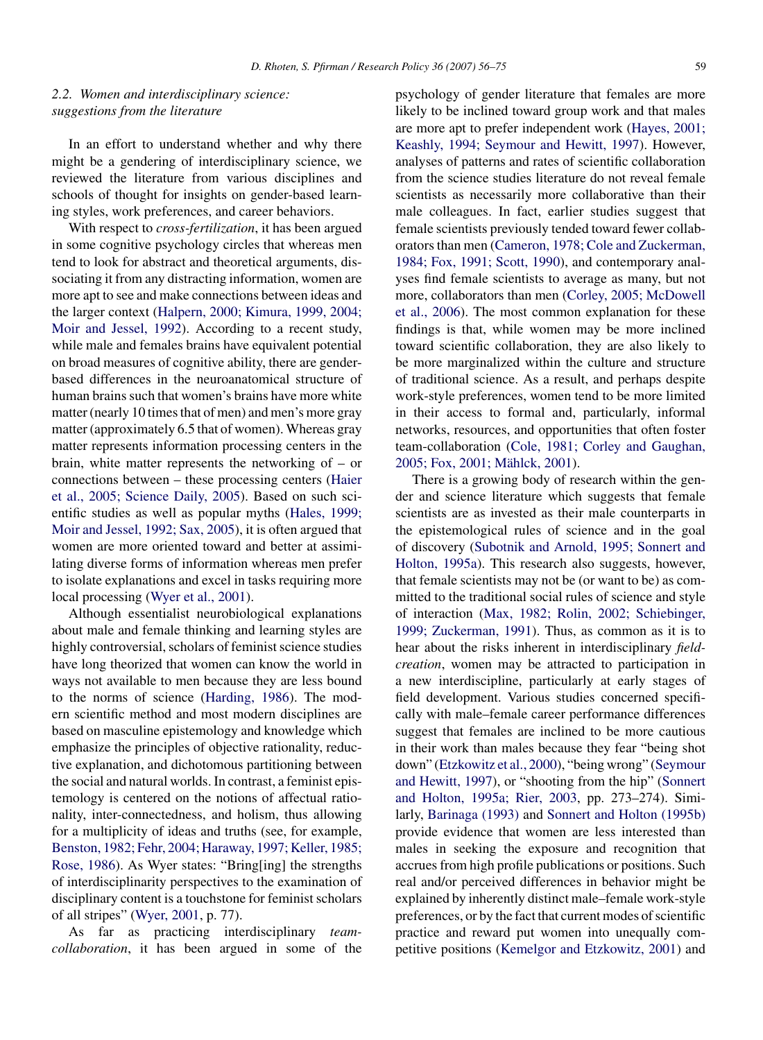### 2.2. Women and interdisciplinary science: suggestions from the literature

In an effort to understand whether and why there might be a gendering of interdisciplinary science, we reviewed the literature from various disciplines and schools of thought for insights on gender-based learning styles, work preferences, and career behaviors.

With respect to *cross-fertilization*, it has been argued in some cognitive psychology circles that whereas men tend to look for abstract and theoretical arguments, dissociating it from any distracting information, women are more apt to see and make connections between ideas and the larger context (Halpern, 2000; Kimura, 1999, 2004; Moir and Jessel, 1992). According to a recent study, while male and females brains have equivalent potential on broad measures of cognitive ability, there are gender-based differences in the neuroanatomical structure of human brains such that women's brains have more white matter (nearly 10 times that of men) and men's more gray matter (approximately 6.5 that of women). Whereas gray matter represents information processing centers in the brain, white matter represents the networking of – or connections between – these processing centers (Haier et al., 2005; Science Daily, 2005). Based on such scientific studies as well as popular myths (Hales, 1999; Moir and Jessel, 1992; Sax, 2005), it is often argued that women are more oriented toward and better at assimilating diverse forms of information whereas men prefer to isolate explanations and excel in tasks requiring more local processing (Wyer et al., 2001).

Although essentialist neurobiological explanations about male and female thinking and learning styles are highly controversial, scholars of feminist science studies have long theorized that women can know the world in ways not available to men because they are less bound to the norms of science (Harding, 1986). The modern scientific method and most modern disciplines are based on masculine epistemology and knowledge which emphasize the principles of objective rationality, reductive explanation, and dichotomous partitioning between the social and natural worlds. In contrast, a feminist epistemology is centered on the notions of affectual rationality, inter-connectedness, and holism, thus allowing for a multiplicity of ideas and truths (see, for example, Benston, 1982; Fehr, 2004; Haraway, 1997; Keller, 1985; Rose, 1986). As Wyer states: "Bring[ing] the strengths of interdisciplinarity perspectives to the examination of disciplinary content is a touchstone for feminist scholars of all stripes" (Wyer, 2001, p. 77).

As far as practicing interdisciplinary *team-collaboration*, it has been argued in some of the psychology of gender literature that females are more likely to be inclined toward group work and that males are more apt to prefer independent work (Hayes, 2001; Keashly, 1994; Seymour and Hewitt, 1997). However, analyses of patterns and rates of scientific collaboration from the science studies literature do not reveal female scientists as necessarily more collaborative than their male colleagues. In fact, earlier studies suggest that female scientists previously tended toward fewer collaborators than men (Cameron, 1978; Cole and Zuckerman, 1984; Fox, 1991; Scott, 1990), and contemporary analyses find female scientists to average as many, but not more, collaborators than men (Corley, 2005; McDowell et al., 2006). The most common explanation for these findings is that, while women may be more inclined toward scientific collaboration, they are also likely to be more marginalized within the culture and structure of traditional science. As a result, and perhaps despite work-style preferences, women tend to be more limited in their access to formal and, particularly, informal networks, resources, and opportunities that often foster team-collaboration (Cole, 1981; Corley and Gaughan, 2005; Fox, 2001; Mählck, 2001).

There is a growing body of research within the gender and science literature which suggests that female scientists are as invested as their male counterparts in the epistemological rules of science and in the goal of discovery (Subotnik and Arnold, 1995; Sonnert and Holton, 1995a). This research also suggests, however, that female scientists may not be (or want to be) as committed to the traditional social rules of science and style of interaction (Max, 1982; Rolin, 2002; Schiebinger, 1999; Zuckerman, 1991). Thus, as common as it is to hear about the risks inherent in interdisciplinary *field-creation*, women may be attracted to participation in a new interdiscipline, particularly at early stages of field development. Various studies concerned specifically with male–female career performance differences suggest that females are inclined to be more cautious in their work than males because they fear "being shot down" (Etzkowitz et al., 2000), "being wrong" (Seymour and Hewitt, 1997), or "shooting from the hip" (Sonnert and Holton, 1995a; Rier, 2003, pp. 273–274). Similarly, Barinaga (1993) and Sonnert and Holton (1995b) provide evidence that women are less interested than males in seeking the exposure and recognition that accrues from high profile publications or positions. Such real and/or perceived differences in behavior might be explained by inherently distinct male–female work-style preferences, or by the fact that current modes of scientific practice and reward put women into unequally competitive positions (Kemelgor and Etzkowitz, 2001) and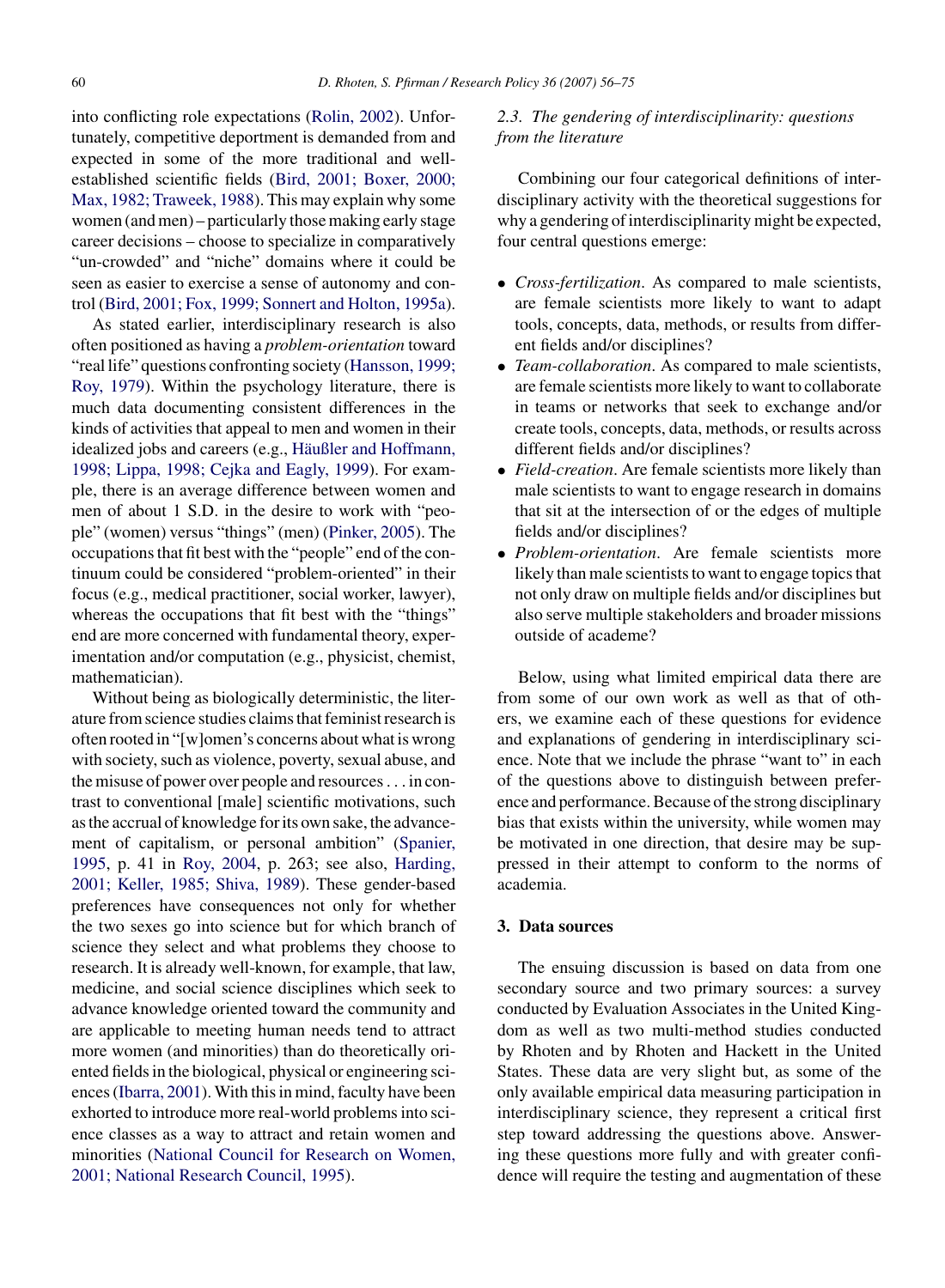into conflicting role expectations (Rolin, 2002). Unfortunately, competitive deportment is demanded from and expected in some of the more traditional and well-established scientific fields (Bird, 2001; Boxer, 2000; Max, 1982; Traweek, 1988). This may explain why some women (and men) – particularly those making early stage career decisions – choose to specialize in comparatively "un-crowded" and "niche" domains where it could be seen as easier to exercise a sense of autonomy and control (Bird, 2001; Fox, 1999; Sonnert and Holton, 1995a).

As stated earlier, interdisciplinary research is also often positioned as having a *problem-orientation* toward "real life" questions confronting society (Hansson, 1999; Roy, 1979). Within the psychology literature, there is much data documenting consistent differences in the kinds of activities that appeal to men and women in their idealized jobs and careers (e.g., Häußler and Hoffmann, 1998; Lippa, 1998; Cejka and Eagly, 1999). For example, there is an average difference between women and men of about 1 S.D. in the desire to work with "people" (women) versus "things" (men) (Pinker, 2005). The occupations that fit best with the "people" end of the continuum could be considered "problem-oriented" in their focus (e.g., medical practitioner, social worker, lawyer), whereas the occupations that fit best with the "things" end are more concerned with fundamental theory, experimentation and/or computation (e.g., physicist, chemist, mathematician).

Without being as biologically deterministic, the literature from science studies claims that feminist research is often rooted in "[w]omen's concerns about what is wrong with society, such as violence, poverty, sexual abuse, and the misuse of power over people and resources ... in contrast to conventional [male] scientific motivations, such as the accrual of knowledge for its own sake, the advancement of capitalism, or personal ambition" (Spanier, 1995, p. 41 in Roy, 2004, p. 263; see also, Harding, 2001; Keller, 1985; Shiva, 1989). These gender-based preferences have consequences not only for whether the two sexes go into science but for which branch of science they select and what problems they choose to research. It is already well-known, for example, that law, medicine, and social science disciplines which seek to advance knowledge oriented toward the community and are applicable to meeting human needs tend to attract more women (and minorities) than do theoretically oriented fields in the biological, physical or engineering sciences (Ibarra, 2001). With this in mind, faculty have been exhorted to introduce more real-world problems into science classes as a way to attract and retain women and minorities (National Council for Research on Women, 2001; National Research Council, 1995).

### 2.3. The gendering of interdisciplinarity: questions from the literature

Combining our four categorical definitions of interdisciplinary activity with the theoretical suggestions for why a gendering of interdisciplinarity might be expected, four central questions emerge:

- *Cross-fertilization*. As compared to male scientists, are female scientists more likely to want to adapt tools, concepts, data, methods, or results from different fields and/or disciplines?
- *Team-collaboration*. As compared to male scientists, are female scientists more likely to want to collaborate in teams or networks that seek to exchange and/or create tools, concepts, data, methods, or results across different fields and/or disciplines?
- *Field-creation*. Are female scientists more likely than male scientists to want to engage research in domains that sit at the intersection of or the edges of multiple fields and/or disciplines?
- *Problem-orientation*. Are female scientists more likely than male scientists to want to engage topics that not only draw on multiple fields and/or disciplines but also serve multiple stakeholders and broader missions outside of academe?

Below, using what limited empirical data there are from some of our own work as well as that of others, we examine each of these questions for evidence and explanations of gendering in interdisciplinary science. Note that we include the phrase "want to" in each of the questions above to distinguish between preference and performance. Because of the strong disciplinary bias that exists within the university, while women may be motivated in one direction, that desire may be suppressed in their attempt to conform to the norms of academia.

## 3. Data sources

The ensuing discussion is based on data from one secondary source and two primary sources: a survey conducted by Evaluation Associates in the United Kingdom as well as two multi-method studies conducted by Rhoten and by Rhoten and Hackett in the United States. These data are very slight but, as some of the only available empirical data measuring participation in interdisciplinary science, they represent a critical first step toward addressing the questions above. Answering these questions more fully and with greater confidence will require the testing and augmentation of these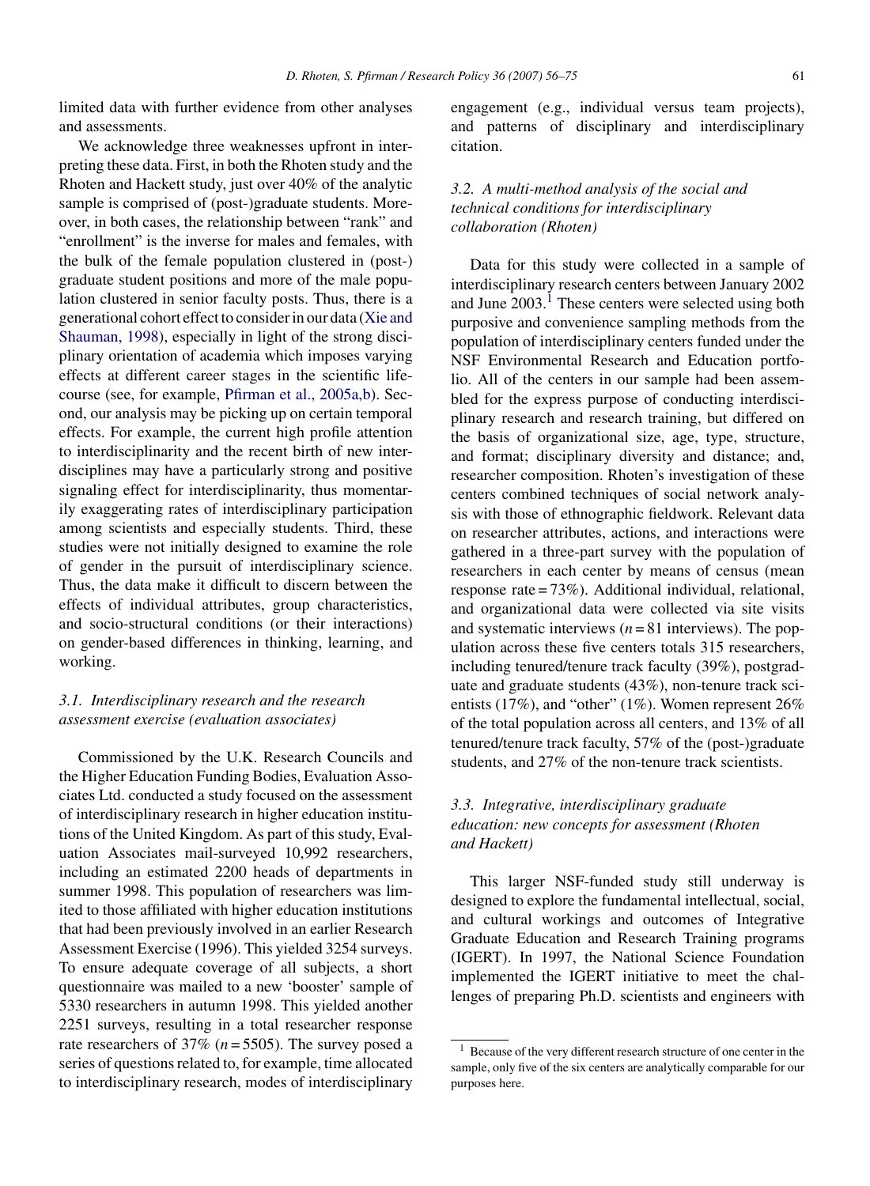limited data with further evidence from other analyses and assessments.

We acknowledge three weaknesses upfront in interpreting these data. First, in both the Rhoten study and the Rhoten and Hackett study, just over 40% of the analytic sample is comprised of (post-)graduate students. Moreover, in both cases, the relationship between "rank" and "enrollment" is the inverse for males and females, with the bulk of the female population clustered in (post-) graduate student positions and more of the male population clustered in senior faculty posts. Thus, there is a generational cohort effect to consider in our data (Xie and Shauman, 1998), especially in light of the strong disciplinary orientation of academia which imposes varying effects at different career stages in the scientific lifecourse (see, for example, Pfirman et al., 2005a,b). Second, our analysis may be picking up on certain temporal effects. For example, the current high profile attention to interdisciplinarity and the recent birth of new interdisciplines may have a particularly strong and positive signaling effect for interdisciplinarity, thus momentarily exaggerating rates of interdisciplinary participation among scientists and especially students. Third, these studies were not initially designed to examine the role of gender in the pursuit of interdisciplinary science. Thus, the data make it difficult to discern between the effects of individual attributes, group characteristics, and socio-structural conditions (or their interactions) on gender-based differences in thinking, learning, and working.

### *3.1. Interdisciplinary research and the research assessment exercise (evaluation associates)*

Commissioned by the U.K. Research Councils and the Higher Education Funding Bodies, Evaluation Associates Ltd. conducted a study focused on the assessment of interdisciplinary research in higher education institutions of the United Kingdom. As part of this study, Evaluation Associates mail-surveyed 10,992 researchers, including an estimated 2200 heads of departments in summer 1998. This population of researchers was limited to those affiliated with higher education institutions that had been previously involved in an earlier Research Assessment Exercise (1996). This yielded 3254 surveys. To ensure adequate coverage of all subjects, a short questionnaire was mailed to a new 'booster' sample of 5330 researchers in autumn 1998. This yielded another 2251 surveys, resulting in a total researcher response rate researchers of 37% ($n = 5505$). The survey posed a series of questions related to, for example, time allocated to interdisciplinary research, modes of interdisciplinary engagement (e.g., individual versus team projects), and patterns of disciplinary and interdisciplinary citation.

### *3.2. A multi-method analysis of the social and technical conditions for interdisciplinary collaboration (Rhoten)*

Data for this study were collected in a sample of interdisciplinary research centers between January 2002 and June 2003.[1] These centers were selected using both purposive and convenience sampling methods from the population of interdisciplinary centers funded under the NSF Environmental Research and Education portfolio. All of the centers in our sample had been assembled for the express purpose of conducting interdisciplinary research and research training, but differed on the basis of organizational size, age, type, structure, and format; disciplinary diversity and distance; and, researcher composition. Rhoten's investigation of these centers combined techniques of social network analysis with those of ethnographic fieldwork. Relevant data on researcher attributes, actions, and interactions were gathered in a three-part survey with the population of researchers in each center by means of census (mean response rate = 73%). Additional individual, relational, and organizational data were collected via site visits and systematic interviews ($n = 81$ interviews). The population across these five centers totals 315 researchers, including tenured/tenure track faculty (39%), postgraduate and graduate students (43%), non-tenure track scientists (17%), and "other" (1%). Women represent 26% of the total population across all centers, and 13% of all tenured/tenure track faculty, 57% of the (post-)graduate students, and 27% of the non-tenure track scientists.

### *3.3. Integrative, interdisciplinary graduate education: new concepts for assessment (Rhoten and Hackett)*

This larger NSF-funded study still underway is designed to explore the fundamental intellectual, social, and cultural workings and outcomes of Integrative Graduate Education and Research Training programs (IGERT). In 1997, the National Science Foundation implemented the IGERT initiative to meet the challenges of preparing Ph.D. scientists and engineers with

[1] Because of the very different research structure of one center in the sample, only five of the six centers are analytically comparable for our purposes here.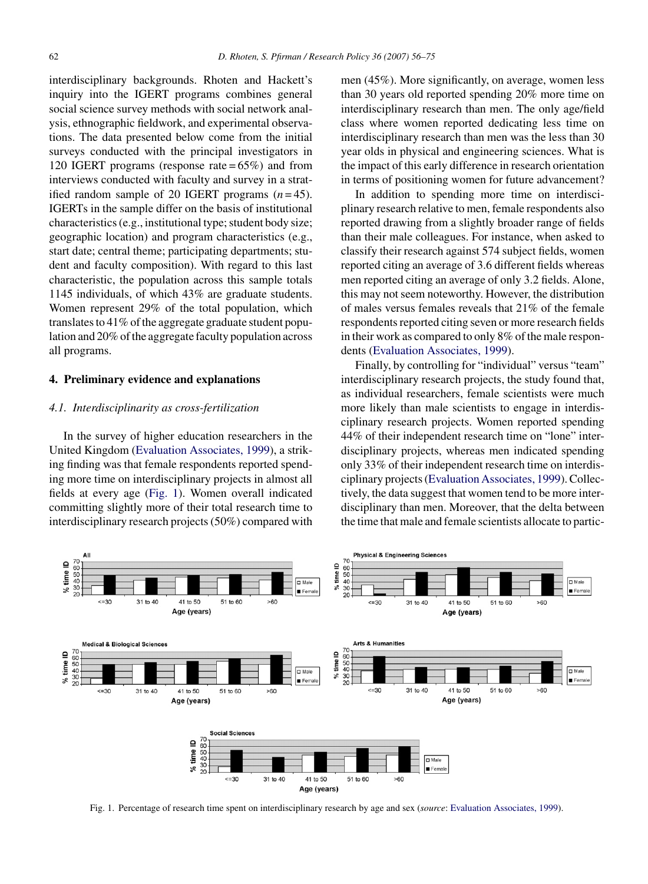interdisciplinary backgrounds. Rhoten and Hackett's inquiry into the IGERT programs combines general social science survey methods with social network analysis, ethnographic fieldwork, and experimental observations. The data presented below come from the initial surveys conducted with the principal investigators in 120 IGERT programs (response rate = 65%) and from interviews conducted with faculty and survey in a stratified random sample of 20 IGERT programs ($n = 45$). IGERTs in the sample differ on the basis of institutional characteristics (e.g., institutional type; student body size; geographic location) and program characteristics (e.g., start date; central theme; participating departments; student and faculty composition). With regard to this last characteristic, the population across this sample totals 1145 individuals, of which 43% are graduate students. Women represent 29% of the total population, which translates to 41% of the aggregate graduate student population and 20% of the aggregate faculty population across all programs.

## 4. Preliminary evidence and explanations

### 4.1. Interdisciplinarity as cross-fertilization

In the survey of higher education researchers in the United Kingdom (Evaluation Associates, 1999), a striking finding was that female respondents reported spending more time on interdisciplinary projects in almost all fields at every age (Fig. 1). Women overall indicated committing slightly more of their total research time to interdisciplinary research projects (50%) compared with men (45%). More significantly, on average, women less than 30 years old reported spending 20% more time on interdisciplinary research than men. The only age/field class where women reported dedicating less time on interdisciplinary research than men was the less than 30 year olds in physical and engineering sciences. What is the impact of this early difference in research orientation in terms of positioning women for future advancement?

In addition to spending more time on interdisciplinary research relative to men, female respondents also reported drawing from a slightly broader range of fields than their male colleagues. For instance, when asked to classify their research against 574 subject fields, women reported citing an average of 3.6 different fields whereas men reported citing an average of only 3.2 fields. Alone, this may not seem noteworthy. However, the distribution of males versus females reveals that 21% of the female respondents reported citing seven or more research fields in their work as compared to only 8% of the male respondents (Evaluation Associates, 1999).

Finally, by controlling for "individual" versus "team" interdisciplinary research projects, the study found that, as individual researchers, female scientists were much more likely than male scientists to engage in interdisciplinary research projects. Women reported spending 44% of their independent research time on "lone" interdisciplinary projects, whereas men indicated spending only 33% of their independent research time on interdisciplinary projects (Evaluation Associates, 1999). Collectively, the data suggest that women tend to be more interdisciplinary than men. Moreover, that the delta between the time that male and female scientists allocate to partic-

Fig. 1. Percentage of research time spent on interdisciplinary research by age and sex (*source*: Evaluation Associates, 1999).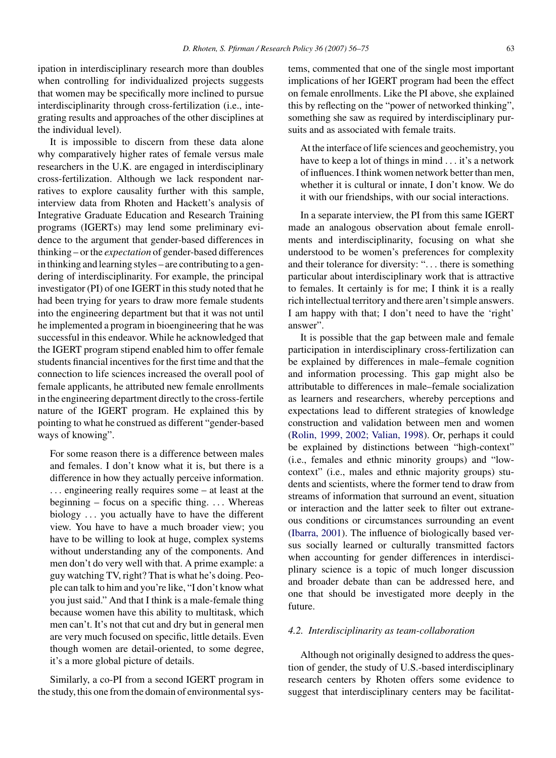ipation in interdisciplinary research more than doubles when controlling for individualized projects suggests that women may be specifically more inclined to pursue interdisciplinarity through cross-fertilization (i.e., integrating results and approaches of the other disciplines at the individual level).

It is impossible to discern from these data alone why comparatively higher rates of female versus male researchers in the U.K. are engaged in interdisciplinary cross-fertilization. Although we lack respondent narratives to explore causality further with this sample, interview data from Rhoten and Hackett's analysis of Integrative Graduate Education and Research Training programs (IGERTs) may lend some preliminary evidence to the argument that gender-based differences in thinking – or the *expectation* of gender-based differences in thinking and learning styles – are contributing to a gendering of interdisciplinarity. For example, the principal investigator (PI) of one IGERT in this study noted that he had been trying for years to draw more female students into the engineering department but that it was not until he implemented a program in bioengineering that he was successful in this endeavor. While he acknowledged that the IGERT program stipend enabled him to offer female students financial incentives for the first time and that the connection to life sciences increased the overall pool of female applicants, he attributed new female enrollments in the engineering department directly to the cross-fertile nature of the IGERT program. He explained this by pointing to what he construed as different "gender-based ways of knowing".

> For some reason there is a difference between males and females. I don't know what it is, but there is a difference in how they actually perceive information. . . . engineering really requires some – at least at the beginning – focus on a specific thing. . . . Whereas biology . . . you actually have to have the different view. You have to have a much broader view; you have to be willing to look at huge, complex systems without understanding any of the components. And men don't do very well with that. A prime example: a guy watching TV, right? That is what he's doing. People can talk to him and you're like, "I don't know what you just said." And that I think is a male-female thing because women have this ability to multitask, which men can't. It's not that cut and dry but in general men are very much focused on specific, little details. Even though women are detail-oriented, to some degree, it's a more global picture of details.

Similarly, a co-PI from a second IGERT program in the study, this one from the domain of environmental systems, commented that one of the single most important implications of her IGERT program had been the effect on female enrollments. Like the PI above, she explained this by reflecting on the "power of networked thinking", something she saw as required by interdisciplinary pursuits and as associated with female traits.

> At the interface of life sciences and geochemistry, you have to keep a lot of things in mind . . . it's a network of influences. I think women network better than men, whether it is cultural or innate, I don't know. We do it with our friendships, with our social interactions.

In a separate interview, the PI from this same IGERT made an analogous observation about female enrollments and interdisciplinarity, focusing on what she understood to be women's preferences for complexity and their tolerance for diversity: ". . . there is something particular about interdisciplinary work that is attractive to females. It certainly is for me; I think it is a really rich intellectual territory and there aren't simple answers. I am happy with that; I don't need to have the 'right' answer".

It is possible that the gap between male and female participation in interdisciplinary cross-fertilization can be explained by differences in male–female cognition and information processing. This gap might also be attributable to differences in male–female socialization as learners and researchers, whereby perceptions and expectations lead to different strategies of knowledge construction and validation between men and women (Rolin, 1999, 2002; Valian, 1998). Or, perhaps it could be explained by distinctions between "high-context" (i.e., females and ethnic minority groups) and "low-context" (i.e., males and ethnic majority groups) students and scientists, where the former tend to draw from streams of information that surround an event, situation or interaction and the latter seek to filter out extraneous conditions or circumstances surrounding an event (Ibarra, 2001). The influence of biologically based versus socially learned or culturally transmitted factors when accounting for gender differences in interdisciplinary science is a topic of much longer discussion and broader debate than can be addressed here, and one that should be investigated more deeply in the future.

### *4.2. Interdisciplinarity as team-collaboration*

Although not originally designed to address the question of gender, the study of U.S.-based interdisciplinary research centers by Rhoten offers some evidence to suggest that interdisciplinary centers may be facilitat-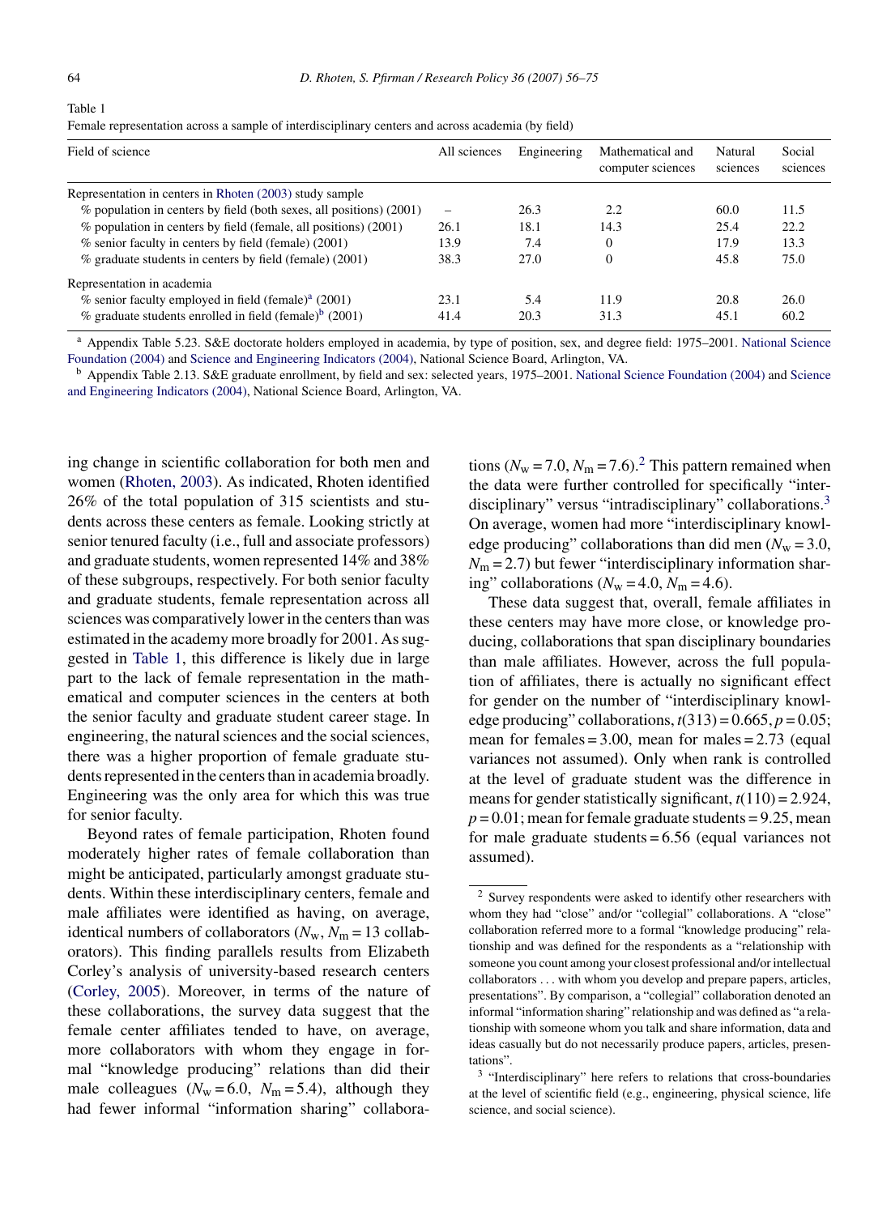Table 1

Female representation across a sample of interdisciplinary centers and across academia (by field)

| Field of science | All sciences | Engineering | Mathematical and computer sciences | Natural sciences | Social sciences |
|---|---|---|---|---|---|
| Representation in centers in Rhoten (2003) study sample | | | | | |
| % population in centers by field (both sexes, all positions) (2001) | – | 26.3 | 2.2 | 60.0 | 11.5 |
| % population in centers by field (female, all positions) (2001) | 26.1 | 18.1 | 14.3 | 25.4 | 22.2 |
| % senior faculty in centers by field (female) (2001) | 13.9 | 7.4 | 0 | 17.9 | 13.3 |
| % graduate students in centers by field (female) (2001) | 38.3 | 27.0 | 0 | 45.8 | 75.0 |
| Representation in academia | | | | | |
| % senior faculty employed in field (female)[a] (2001) | 23.1 | 5.4 | 11.9 | 20.8 | 26.0 |
| % graduate students enrolled in field (female)[b] (2001) | 41.4 | 20.3 | 31.3 | 45.1 | 60.2 |

[a] Appendix Table 5.23. S&E doctorate holders employed in academia, by type of position, sex, and degree field: 1975–2001. National Science Foundation (2004) and Science and Engineering Indicators (2004), National Science Board, Arlington, VA.

[b] Appendix Table 2.13. S&E graduate enrollment, by field and sex: selected years, 1975–2001. National Science Foundation (2004) and Science and Engineering Indicators (2004), National Science Board, Arlington, VA.

ing change in scientific collaboration for both men and women (Rhoten, 2003). As indicated, Rhoten identified 26% of the total population of 315 scientists and students across these centers as female. Looking strictly at senior tenured faculty (i.e., full and associate professors) and graduate students, women represented 14% and 38% of these subgroups, respectively. For both senior faculty and graduate students, female representation across all sciences was comparatively lower in the centers than was estimated in the academy more broadly for 2001. As suggested in Table 1, this difference is likely due in large part to the lack of female representation in the mathematical and computer sciences in the centers at both the senior faculty and graduate student career stage. In engineering, the natural sciences and the social sciences, there was a higher proportion of female graduate students represented in the centers than in academia broadly. Engineering was the only area for which this was true for senior faculty.

Beyond rates of female participation, Rhoten found moderately higher rates of female collaboration than might be anticipated, particularly amongst graduate students. Within these interdisciplinary centers, female and male affiliates were identified as having, on average, identical numbers of collaborators ($N_{\mathrm{w}}$, $N_{\mathrm{m}} = 13$ collaborators). This finding parallels results from Elizabeth Corley's analysis of university-based research centers (Corley, 2005). Moreover, in terms of the nature of these collaborations, the survey data suggest that the female center affiliates tended to have, on average, more collaborators with whom they engage in formal "knowledge producing" relations than did their male colleagues ($N_{\mathrm{w}} = 6.0$, $N_{\mathrm{m}} = 5.4$), although they had fewer informal "information sharing" collaborations ($N_{\mathrm{w}} = 7.0$, $N_{\mathrm{m}} = 7.6$).[2] This pattern remained when the data were further controlled for specifically "interdisciplinary" versus "intradisciplinary" collaborations.[3] On average, women had more "interdisciplinary knowledge producing" collaborations than did men ($N_{\mathrm{w}} = 3.0$, $N_{\mathrm{m}} = 2.7$) but fewer "interdisciplinary information sharing" collaborations ($N_{\mathrm{w}} = 4.0$, $N_{\mathrm{m}} = 4.6$).

These data suggest that, overall, female affiliates in these centers may have more close, or knowledge producing, collaborations that span disciplinary boundaries than male affiliates. However, across the full population of affiliates, there is actually no significant effect for gender on the number of "interdisciplinary knowledge producing" collaborations, $t(313) = 0.665$, $p = 0.05$; mean for females = 3.00, mean for males = 2.73 (equal variances not assumed). Only when rank is controlled at the level of graduate student was the difference in means for gender statistically significant, $t(110) = 2.924$, $p = 0.01$; mean for female graduate students = 9.25, mean for male graduate students = 6.56 (equal variances not assumed).

[2] Survey respondents were asked to identify other researchers with whom they had "close" and/or "collegial" collaborations. A "close" collaboration referred more to a formal "knowledge producing" relationship and was defined for the respondents as a "relationship with someone you count among your closest professional and/or intellectual collaborators . . . with whom you develop and prepare papers, articles, presentations". By comparison, a "collegial" collaboration denoted an informal "information sharing" relationship and was defined as "a relationship with someone whom you talk and share information, data and ideas casually but do not necessarily produce papers, articles, presentations".

[3] "Interdisciplinary" here refers to relations that cross-boundaries at the level of scientific field (e.g., engineering, physical science, life science, and social science).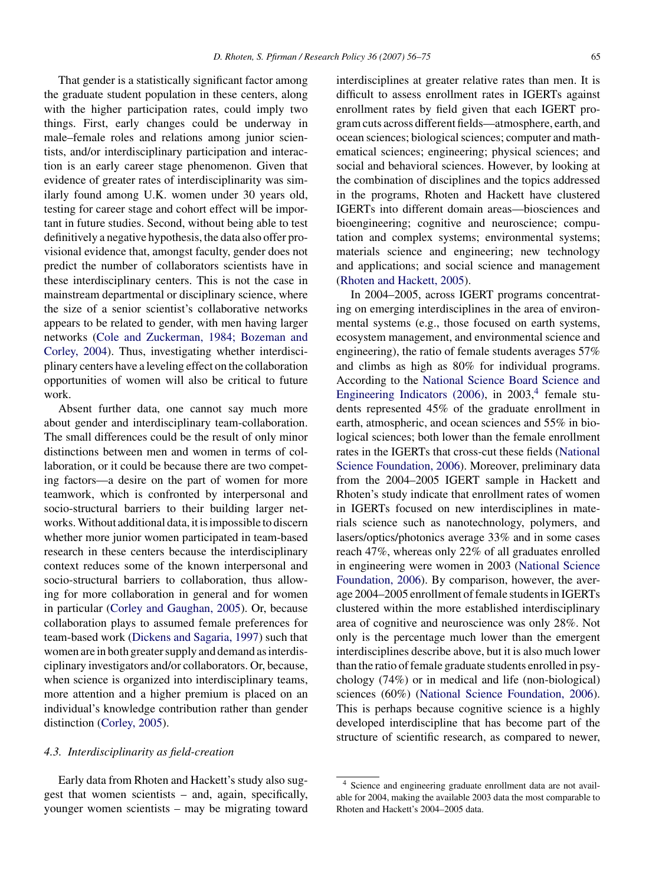That gender is a statistically significant factor among the graduate student population in these centers, along with the higher participation rates, could imply two things. First, early changes could be underway in male–female roles and relations among junior scientists, and/or interdisciplinary participation and interaction is an early career stage phenomenon. Given that evidence of greater rates of interdisciplinarity was similarly found among U.K. women under 30 years old, testing for career stage and cohort effect will be important in future studies. Second, without being able to test definitively a negative hypothesis, the data also offer provisional evidence that, amongst faculty, gender does not predict the number of collaborators scientists have in these interdisciplinary centers. This is not the case in mainstream departmental or disciplinary science, where the size of a senior scientist's collaborative networks appears to be related to gender, with men having larger networks (Cole and Zuckerman, 1984; Bozeman and Corley, 2004). Thus, investigating whether interdisciplinary centers have a leveling effect on the collaboration opportunities of women will also be critical to future work.

Absent further data, one cannot say much more about gender and interdisciplinary team-collaboration. The small differences could be the result of only minor distinctions between men and women in terms of collaboration, or it could be because there are two competing factors—a desire on the part of women for more teamwork, which is confronted by interpersonal and socio-structural barriers to their building larger networks. Without additional data, it is impossible to discern whether more junior women participated in team-based research in these centers because the interdisciplinary context reduces some of the known interpersonal and socio-structural barriers to collaboration, thus allowing for more collaboration in general and for women in particular (Corley and Gaughan, 2005). Or, because collaboration plays to assumed female preferences for team-based work (Dickens and Sagaria, 1997) such that women are in both greater supply and demand as interdisciplinary investigators and/or collaborators. Or, because, when science is organized into interdisciplinary teams, more attention and a higher premium is placed on an individual's knowledge contribution rather than gender distinction (Corley, 2005).

### 4.3. Interdisciplinarity as field-creation

Early data from Rhoten and Hackett's study also suggest that women scientists – and, again, specifically, younger women scientists – may be migrating toward interdisciplines at greater relative rates than men. It is difficult to assess enrollment rates in IGERTs against enrollment rates by field given that each IGERT program cuts across different fields—atmosphere, earth, and ocean sciences; biological sciences; computer and mathematical sciences; engineering; physical sciences; and social and behavioral sciences. However, by looking at the combination of disciplines and the topics addressed in the programs, Rhoten and Hackett have clustered IGERTs into different domain areas—biosciences and bioengineering; cognitive and neuroscience; computation and complex systems; environmental systems; materials science and engineering; new technology and applications; and social science and management (Rhoten and Hackett, 2005).

In 2004–2005, across IGERT programs concentrating on emerging interdisciplines in the area of environmental systems (e.g., those focused on earth systems, ecosystem management, and environmental science and engineering), the ratio of female students averages 57% and climbs as high as 80% for individual programs. According to the National Science Board Science and Engineering Indicators (2006), in 2003,[4] female students represented 45% of the graduate enrollment in earth, atmospheric, and ocean sciences and 55% in biological sciences; both lower than the female enrollment rates in the IGERTs that cross-cut these fields (National Science Foundation, 2006). Moreover, preliminary data from the 2004–2005 IGERT sample in Hackett and Rhoten's study indicate that enrollment rates of women in IGERTs focused on new interdisciplines in materials science such as nanotechnology, polymers, and lasers/optics/photonics average 33% and in some cases reach 47%, whereas only 22% of all graduates enrolled in engineering were women in 2003 (National Science Foundation, 2006). By comparison, however, the average 2004–2005 enrollment of female students in IGERTs clustered within the more established interdisciplinary area of cognitive and neuroscience was only 28%. Not only is the percentage much lower than the emergent interdisciplines describe above, but it is also much lower than the ratio of female graduate students enrolled in psychology (74%) or in medical and life (non-biological) sciences (60%) (National Science Foundation, 2006). This is perhaps because cognitive science is a highly developed interdiscipline that has become part of the structure of scientific research, as compared to newer,

[4] Science and engineering graduate enrollment data are not available for 2004, making the available 2003 data the most comparable to Rhoten and Hackett's 2004–2005 data.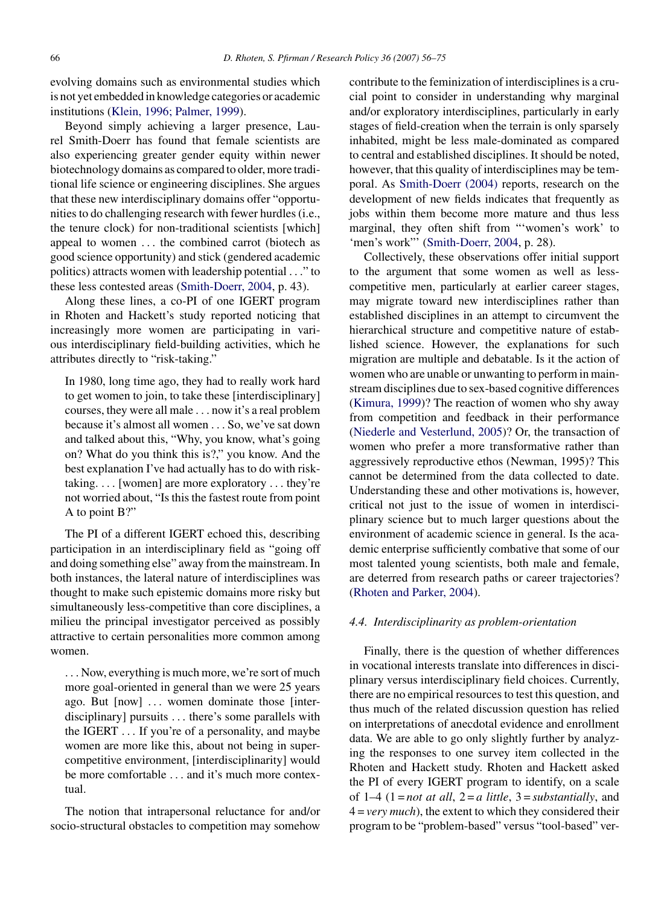evolving domains such as environmental studies which is not yet embedded in knowledge categories or academic institutions (Klein, 1996; Palmer, 1999).

Beyond simply achieving a larger presence, Laurel Smith-Doerr has found that female scientists are also experiencing greater gender equity within newer biotechnology domains as compared to older, more traditional life science or engineering disciplines. She argues that these new interdisciplinary domains offer "opportunities to do challenging research with fewer hurdles (i.e., the tenure clock) for non-traditional scientists [which] appeal to women ... the combined carrot (biotech as good science opportunity) and stick (gendered academic politics) attracts women with leadership potential ..." to these less contested areas (Smith-Doerr, 2004, p. 43).

Along these lines, a co-PI of one IGERT program in Rhoten and Hackett's study reported noticing that increasingly more women are participating in various interdisciplinary field-building activities, which he attributes directly to "risk-taking."

> In 1980, long time ago, they had to really work hard to get women to join, to take these [interdisciplinary] courses, they were all male ... now it's a real problem because it's almost all women ... So, we've sat down and talked about this, "Why, you know, what's going on? What do you think this is?," you know. And the best explanation I've had actually has to do with risk-taking. ... [women] are more exploratory ... they're not worried about, "Is this the fastest route from point A to point B?"

The PI of a different IGERT echoed this, describing participation in an interdisciplinary field as "going off and doing something else" away from the mainstream. In both instances, the lateral nature of interdisciplines was thought to make such epistemic domains more risky but simultaneously less-competitive than core disciplines, a milieu the principal investigator perceived as possibly attractive to certain personalities more common among women.

> ... Now, everything is much more, we're sort of much more goal-oriented in general than we were 25 years ago. But [now] ... women dominate those [interdisciplinary] pursuits ... there's some parallels with the IGERT ... If you're of a personality, and maybe women are more like this, about not being in super-competitive environment, [interdisciplinarity] would be more comfortable ... and it's much more contextual.

The notion that intrapersonal reluctance for and/or socio-structural obstacles to competition may somehow contribute to the feminization of interdisciplines is a crucial point to consider in understanding why marginal and/or exploratory interdisciplines, particularly in early stages of field-creation when the terrain is only sparsely inhabited, might be less male-dominated as compared to central and established disciplines. It should be noted, however, that this quality of interdisciplines may be temporal. As Smith-Doerr (2004) reports, research on the development of new fields indicates that frequently as jobs within them become more mature and thus less marginal, they often shift from "'women's work' to 'men's work'" (Smith-Doerr, 2004, p. 28).

Collectively, these observations offer initial support to the argument that some women as well as less-competitive men, particularly at earlier career stages, may migrate toward new interdisciplines rather than established disciplines in an attempt to circumvent the hierarchical structure and competitive nature of established science. However, the explanations for such migration are multiple and debatable. Is it the action of women who are unable or unwanting to perform in mainstream disciplines due to sex-based cognitive differences (Kimura, 1999)? The reaction of women who shy away from competition and feedback in their performance (Niederle and Vesterlund, 2005)? Or, the transaction of women who prefer a more transformative rather than aggressively reproductive ethos (Newman, 1995)? This cannot be determined from the data collected to date. Understanding these and other motivations is, however, critical not just to the issue of women in interdisciplinary science but to much larger questions about the environment of academic science in general. Is the academic enterprise sufficiently combative that some of our most talented young scientists, both male and female, are deterred from research paths or career trajectories? (Rhoten and Parker, 2004).

### 4.4. Interdisciplinarity as problem-orientation

Finally, there is the question of whether differences in vocational interests translate into differences in disciplinary versus interdisciplinary field choices. Currently, there are no empirical resources to test this question, and thus much of the related discussion question has relied on interpretations of anecdotal evidence and enrollment data. We are able to go only slightly further by analyzing the responses to one survey item collected in the Rhoten and Hackett study. Rhoten and Hackett asked the PI of every IGERT program to identify, on a scale of 1–4 (1 = *not at all*, 2 = *a little*, 3 = *substantially*, and 4 = *very much*), the extent to which they considered their program to be "problem-based" versus "tool-based" ver-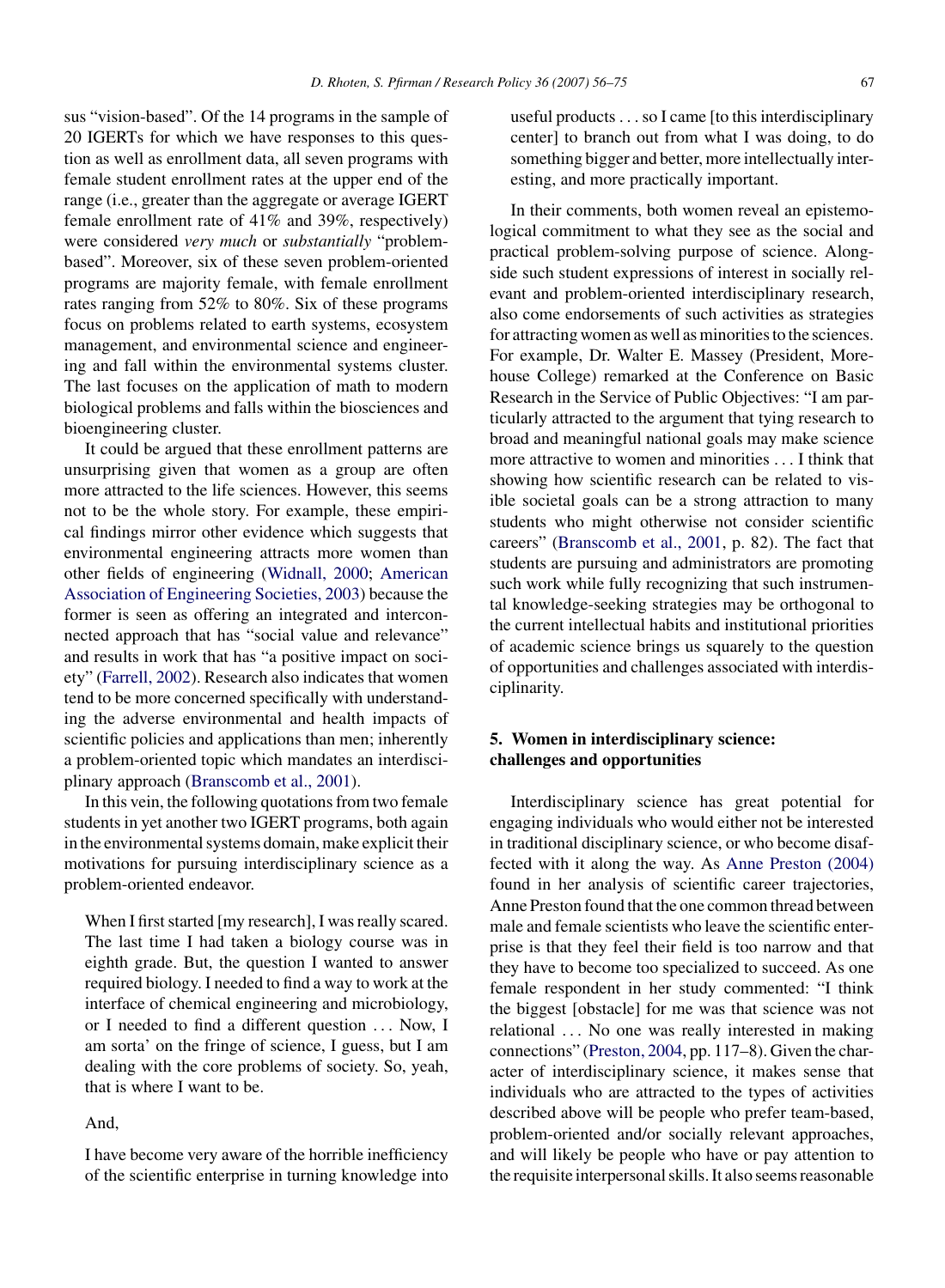sus "vision-based". Of the 14 programs in the sample of 20 IGERTs for which we have responses to this question as well as enrollment data, all seven programs with female student enrollment rates at the upper end of the range (i.e., greater than the aggregate or average IGERT female enrollment rate of 41% and 39%, respectively) were considered *very much* or *substantially* "problem-based". Moreover, six of these seven problem-oriented programs are majority female, with female enrollment rates ranging from 52% to 80%. Six of these programs focus on problems related to earth systems, ecosystem management, and environmental science and engineering and fall within the environmental systems cluster. The last focuses on the application of math to modern biological problems and falls within the biosciences and bioengineering cluster.

It could be argued that these enrollment patterns are unsurprising given that women as a group are often more attracted to the life sciences. However, this seems not to be the whole story. For example, these empirical findings mirror other evidence which suggests that environmental engineering attracts more women than other fields of engineering (Widnall, 2000; American Association of Engineering Societies, 2003) because the former is seen as offering an integrated and interconnected approach that has "social value and relevance" and results in work that has "a positive impact on society" (Farrell, 2002). Research also indicates that women tend to be more concerned specifically with understanding the adverse environmental and health impacts of scientific policies and applications than men; inherently a problem-oriented topic which mandates an interdisciplinary approach (Branscomb et al., 2001).

In this vein, the following quotations from two female students in yet another two IGERT programs, both again in the environmental systems domain, make explicit their motivations for pursuing interdisciplinary science as a problem-oriented endeavor.

> When I first started [my research], I was really scared. The last time I had taken a biology course was in eighth grade. But, the question I wanted to answer required biology. I needed to find a way to work at the interface of chemical engineering and microbiology, or I needed to find a different question ... Now, I am sorta' on the fringe of science, I guess, but I am dealing with the core problems of society. So, yeah, that is where I want to be.

And,

> I have become very aware of the horrible inefficiency of the scientific enterprise in turning knowledge into useful products ... so I came [to this interdisciplinary center] to branch out from what I was doing, to do something bigger and better, more intellectually interesting, and more practically important.

In their comments, both women reveal an epistemological commitment to what they see as the social and practical problem-solving purpose of science. Alongside such student expressions of interest in socially relevant and problem-oriented interdisciplinary research, also come endorsements of such activities as strategies for attracting women as well as minorities to the sciences. For example, Dr. Walter E. Massey (President, Morehouse College) remarked at the Conference on Basic Research in the Service of Public Objectives: "I am particularly attracted to the argument that tying research to broad and meaningful national goals may make science more attractive to women and minorities ... I think that showing how scientific research can be related to visible societal goals can be a strong attraction to many students who might otherwise not consider scientific careers" (Branscomb et al., 2001, p. 82). The fact that students are pursuing and administrators are promoting such work while fully recognizing that such instrumental knowledge-seeking strategies may be orthogonal to the current intellectual habits and institutional priorities of academic science brings us squarely to the question of opportunities and challenges associated with interdisciplinarity.

## 5. Women in interdisciplinary science: challenges and opportunities

Interdisciplinary science has great potential for engaging individuals who would either not be interested in traditional disciplinary science, or who become disaffected with it along the way. As Anne Preston (2004) found in her analysis of scientific career trajectories, Anne Preston found that the one common thread between male and female scientists who leave the scientific enterprise is that they feel their field is too narrow and that they have to become too specialized to succeed. As one female respondent in her study commented: "I think the biggest [obstacle] for me was that science was not relational ... No one was really interested in making connections" (Preston, 2004, pp. 117–8). Given the character of interdisciplinary science, it makes sense that individuals who are attracted to the types of activities described above will be people who prefer team-based, problem-oriented and/or socially relevant approaches, and will likely be people who have or pay attention to the requisite interpersonal skills. It also seems reasonable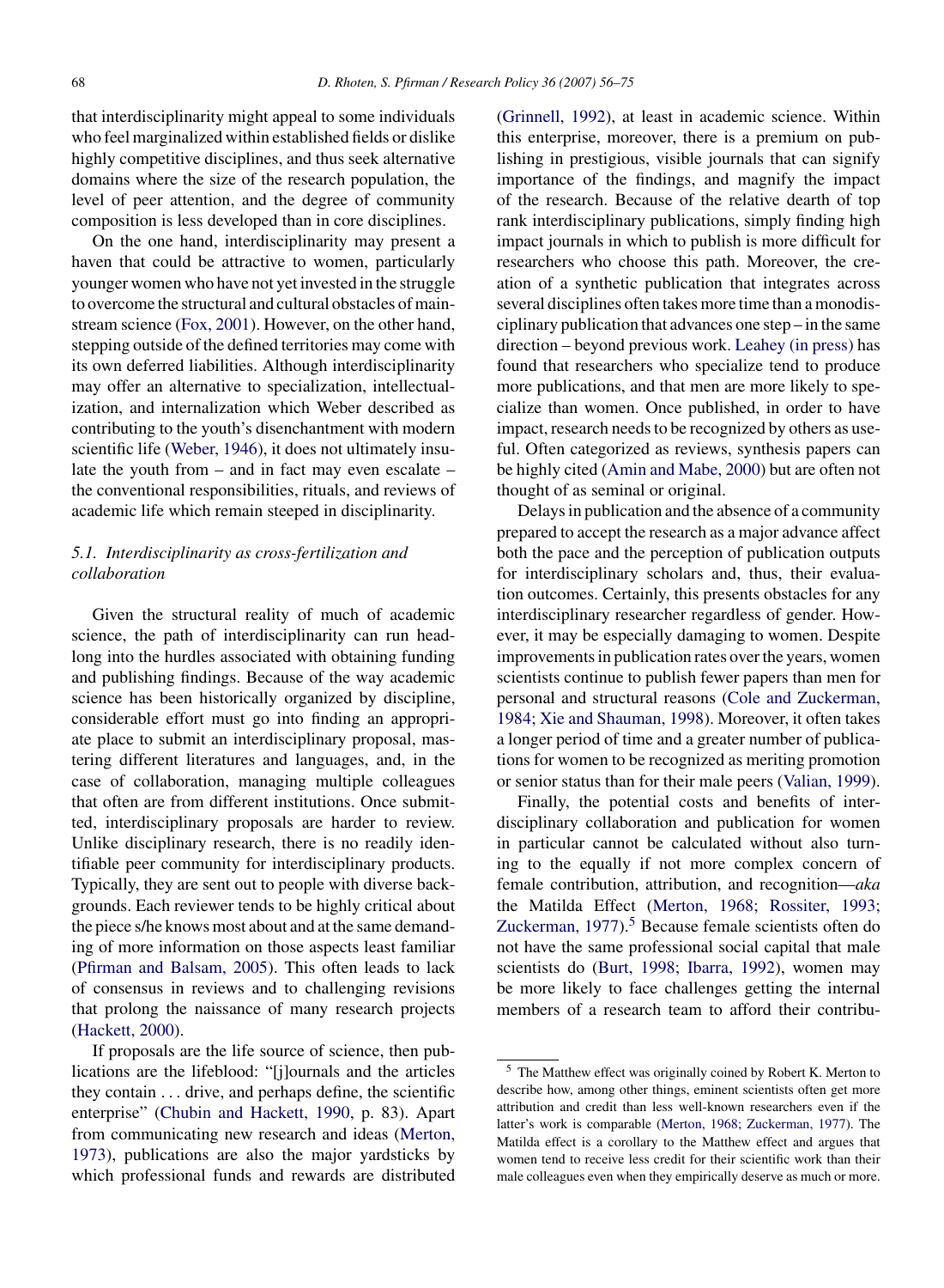that interdisciplinarity might appeal to some individuals who feel marginalized within established fields or dislike highly competitive disciplines, and thus seek alternative domains where the size of the research population, the level of peer attention, and the degree of community composition is less developed than in core disciplines.

On the one hand, interdisciplinarity may present a haven that could be attractive to women, particularly younger women who have not yet invested in the struggle to overcome the structural and cultural obstacles of mainstream science (Fox, 2001). However, on the other hand, stepping outside of the defined territories may come with its own deferred liabilities. Although interdisciplinarity may offer an alternative to specialization, intellectualization, and internalization which Weber described as contributing to the youth's disenchantment with modern scientific life (Weber, 1946), it does not ultimately insulate the youth from – and in fact may even escalate – the conventional responsibilities, rituals, and reviews of academic life which remain steeped in disciplinarity.

### *5.1. Interdisciplinarity as cross-fertilization and collaboration*

Given the structural reality of much of academic science, the path of interdisciplinarity can run headlong into the hurdles associated with obtaining funding and publishing findings. Because of the way academic science has been historically organized by discipline, considerable effort must go into finding an appropriate place to submit an interdisciplinary proposal, mastering different literatures and languages, and, in the case of collaboration, managing multiple colleagues that often are from different institutions. Once submitted, interdisciplinary proposals are harder to review. Unlike disciplinary research, there is no readily identifiable peer community for interdisciplinary products. Typically, they are sent out to people with diverse backgrounds. Each reviewer tends to be highly critical about the piece s/he knows most about and at the same demanding of more information on those aspects least familiar (Pfirman and Balsam, 2005). This often leads to lack of consensus in reviews and to challenging revisions that prolong the naissance of many research projects (Hackett, 2000).

If proposals are the life source of science, then publications are the lifeblood: "[j]ournals and the articles they contain . . . drive, and perhaps define, the scientific enterprise" (Chubin and Hackett, 1990, p. 83). Apart from communicating new research and ideas (Merton, 1973), publications are also the major yardsticks by which professional funds and rewards are distributed (Grinnell, 1992), at least in academic science. Within this enterprise, moreover, there is a premium on publishing in prestigious, visible journals that can signify importance of the findings, and magnify the impact of the research. Because of the relative dearth of top rank interdisciplinary publications, simply finding high impact journals in which to publish is more difficult for researchers who choose this path. Moreover, the creation of a synthetic publication that integrates across several disciplines often takes more time than a monodisciplinary publication that advances one step – in the same direction – beyond previous work. Leahey (in press) has found that researchers who specialize tend to produce more publications, and that men are more likely to specialize than women. Once published, in order to have impact, research needs to be recognized by others as useful. Often categorized as reviews, synthesis papers can be highly cited (Amin and Mabe, 2000) but are often not thought of as seminal or original.

Delays in publication and the absence of a community prepared to accept the research as a major advance affect both the pace and the perception of publication outputs for interdisciplinary scholars and, thus, their evaluation outcomes. Certainly, this presents obstacles for any interdisciplinary researcher regardless of gender. However, it may be especially damaging to women. Despite improvements in publication rates over the years, women scientists continue to publish fewer papers than men for personal and structural reasons (Cole and Zuckerman, 1984; Xie and Shauman, 1998). Moreover, it often takes a longer period of time and a greater number of publications for women to be recognized as meriting promotion or senior status than for their male peers (Valian, 1999).

Finally, the potential costs and benefits of interdisciplinary collaboration and publication for women in particular cannot be calculated without also turning to the equally if not more complex concern of female contribution, attribution, and recognition—*aka* the Matilda Effect (Merton, 1968; Rossiter, 1993; Zuckerman, 1977).[5] Because female scientists often do not have the same professional social capital that male scientists do (Burt, 1998; Ibarra, 1992), women may be more likely to face challenges getting the internal members of a research team to afford their contribu-

---

[5] The Matthew effect was originally coined by Robert K. Merton to describe how, among other things, eminent scientists often get more attribution and credit than less well-known researchers even if the latter's work is comparable (Merton, 1968; Zuckerman, 1977). The Matilda effect is a corollary to the Matthew effect and argues that women tend to receive less credit for their scientific work than their male colleagues even when they empirically deserve as much or more.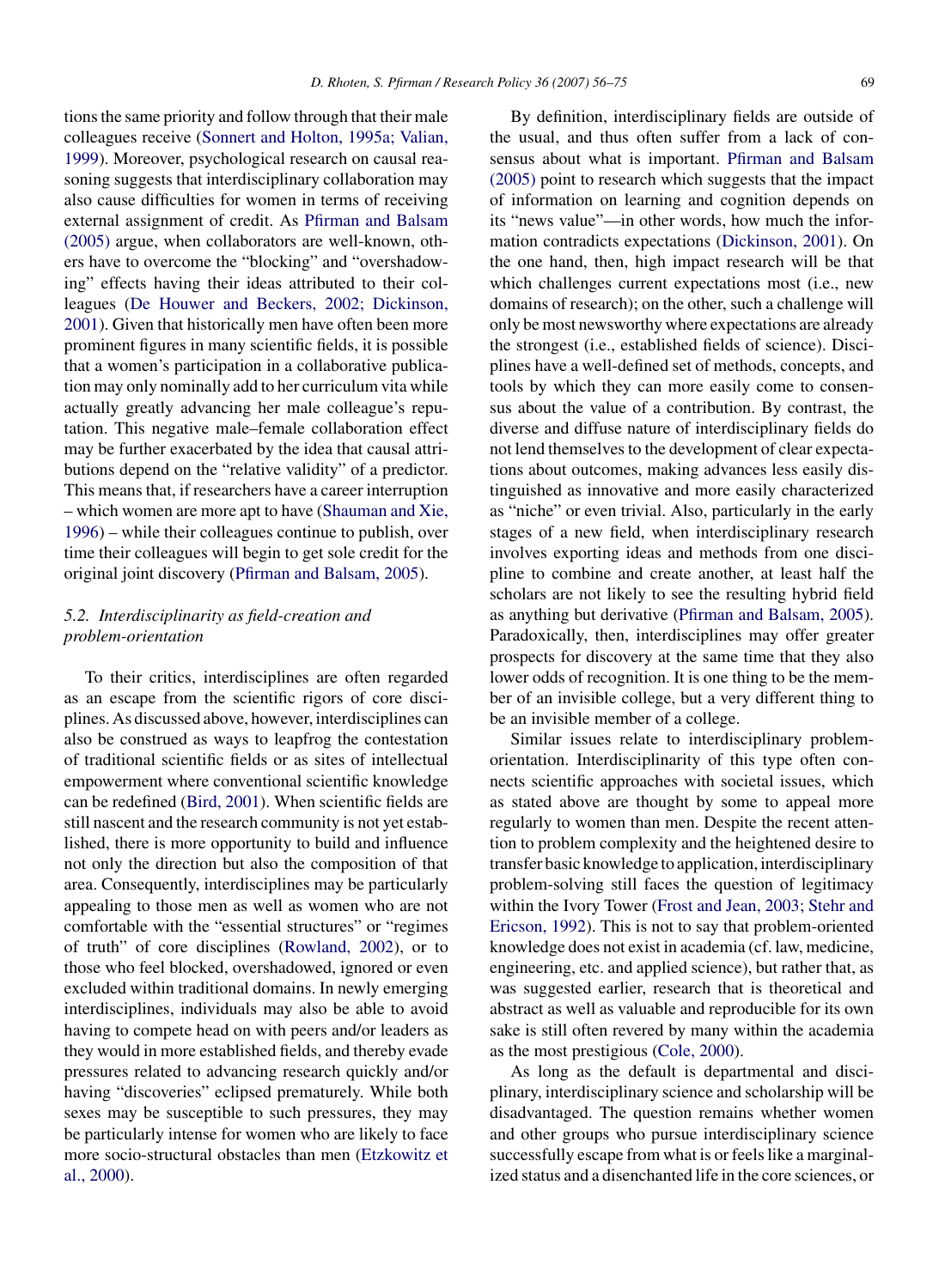tions the same priority and follow through that their male colleagues receive (Sonnert and Holton, 1995a; Valian, 1999). Moreover, psychological research on causal reasoning suggests that interdisciplinary collaboration may also cause difficulties for women in terms of receiving external assignment of credit. As Pfirman and Balsam (2005) argue, when collaborators are well-known, others have to overcome the "blocking" and "overshadowing" effects having their ideas attributed to their colleagues (De Houwer and Beckers, 2002; Dickinson, 2001). Given that historically men have often been more prominent figures in many scientific fields, it is possible that a women's participation in a collaborative publication may only nominally add to her curriculum vita while actually greatly advancing her male colleague's reputation. This negative male–female collaboration effect may be further exacerbated by the idea that causal attributions depend on the "relative validity" of a predictor. This means that, if researchers have a career interruption – which women are more apt to have (Shauman and Xie, 1996) – while their colleagues continue to publish, over time their colleagues will begin to get sole credit for the original joint discovery (Pfirman and Balsam, 2005).

### *5.2. Interdisciplinarity as field-creation and problem-orientation*

To their critics, interdisciplines are often regarded as an escape from the scientific rigors of core disciplines. As discussed above, however, interdisciplines can also be construed as ways to leapfrog the contestation of traditional scientific fields or as sites of intellectual empowerment where conventional scientific knowledge can be redefined (Bird, 2001). When scientific fields are still nascent and the research community is not yet established, there is more opportunity to build and influence not only the direction but also the composition of that area. Consequently, interdisciplines may be particularly appealing to those men as well as women who are not comfortable with the "essential structures" or "regimes of truth" of core disciplines (Rowland, 2002), or to those who feel blocked, overshadowed, ignored or even excluded within traditional domains. In newly emerging interdisciplines, individuals may also be able to avoid having to compete head on with peers and/or leaders as they would in more established fields, and thereby evade pressures related to advancing research quickly and/or having "discoveries" eclipsed prematurely. While both sexes may be susceptible to such pressures, they may be particularly intense for women who are likely to face more socio-structural obstacles than men (Etzkowitz et al., 2000).

By definition, interdisciplinary fields are outside of the usual, and thus often suffer from a lack of consensus about what is important. Pfirman and Balsam (2005) point to research which suggests that the impact of information on learning and cognition depends on its "news value"—in other words, how much the information contradicts expectations (Dickinson, 2001). On the one hand, then, high impact research will be that which challenges current expectations most (i.e., new domains of research); on the other, such a challenge will only be most newsworthy where expectations are already the strongest (i.e., established fields of science). Disciplines have a well-defined set of methods, concepts, and tools by which they can more easily come to consensus about the value of a contribution. By contrast, the diverse and diffuse nature of interdisciplinary fields do not lend themselves to the development of clear expectations about outcomes, making advances less easily distinguished as innovative and more easily characterized as "niche" or even trivial. Also, particularly in the early stages of a new field, when interdisciplinary research involves exporting ideas and methods from one discipline to combine and create another, at least half the scholars are not likely to see the resulting hybrid field as anything but derivative (Pfirman and Balsam, 2005). Paradoxically, then, interdisciplines may offer greater prospects for discovery at the same time that they also lower odds of recognition. It is one thing to be the member of an invisible college, but a very different thing to be an invisible member of a college.

Similar issues relate to interdisciplinary problem-orientation. Interdisciplinarity of this type often connects scientific approaches with societal issues, which as stated above are thought by some to appeal more regularly to women than men. Despite the recent attention to problem complexity and the heightened desire to transfer basic knowledge to application, interdisciplinary problem-solving still faces the question of legitimacy within the Ivory Tower (Frost and Jean, 2003; Stehr and Ericson, 1992). This is not to say that problem-oriented knowledge does not exist in academia (cf. law, medicine, engineering, etc. and applied science), but rather that, as was suggested earlier, research that is theoretical and abstract as well as valuable and reproducible for its own sake is still often revered by many within the academia as the most prestigious (Cole, 2000).

As long as the default is departmental and disciplinary, interdisciplinary science and scholarship will be disadvantaged. The question remains whether women and other groups who pursue interdisciplinary science successfully escape from what is or feels like a marginalized status and a disenchanted life in the core sciences, or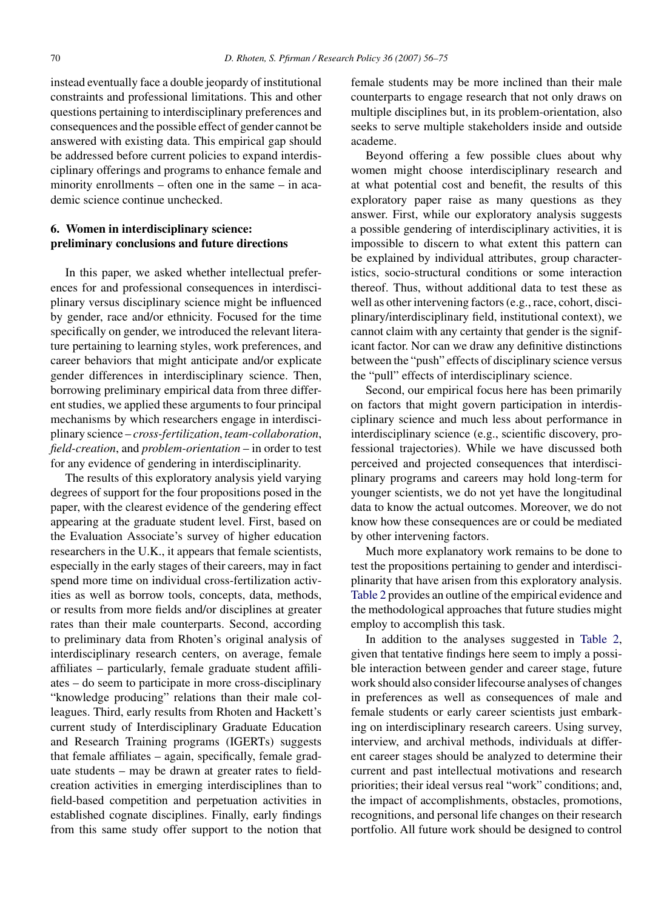instead eventually face a double jeopardy of institutional constraints and professional limitations. This and other questions pertaining to interdisciplinary preferences and consequences and the possible effect of gender cannot be answered with existing data. This empirical gap should be addressed before current policies to expand interdisciplinary offerings and programs to enhance female and minority enrollments – often one in the same – in academic science continue unchecked.

## 6. Women in interdisciplinary science: preliminary conclusions and future directions

In this paper, we asked whether intellectual preferences for and professional consequences in interdisciplinary versus disciplinary science might be influenced by gender, race and/or ethnicity. Focused for the time specifically on gender, we introduced the relevant literature pertaining to learning styles, work preferences, and career behaviors that might anticipate and/or explicate gender differences in interdisciplinary science. Then, borrowing preliminary empirical data from three different studies, we applied these arguments to four principal mechanisms by which researchers engage in interdisciplinary science – *cross-fertilization*, *team-collaboration*, *field-creation*, and *problem-orientation* – in order to test for any evidence of gendering in interdisciplinarity.

The results of this exploratory analysis yield varying degrees of support for the four propositions posed in the paper, with the clearest evidence of the gendering effect appearing at the graduate student level. First, based on the Evaluation Associate's survey of higher education researchers in the U.K., it appears that female scientists, especially in the early stages of their careers, may in fact spend more time on individual cross-fertilization activities as well as borrow tools, concepts, data, methods, or results from more fields and/or disciplines at greater rates than their male counterparts. Second, according to preliminary data from Rhoten's original analysis of interdisciplinary research centers, on average, female affiliates – particularly, female graduate student affiliates – do seem to participate in more cross-disciplinary "knowledge producing" relations than their male colleagues. Third, early results from Rhoten and Hackett's current study of Interdisciplinary Graduate Education and Research Training programs (IGERTs) suggests that female affiliates – again, specifically, female graduate students – may be drawn at greater rates to field-creation activities in emerging interdisciplines than to field-based competition and perpetuation activities in established cognate disciplines. Finally, early findings from this same study offer support to the notion that female students may be more inclined than their male counterparts to engage research that not only draws on multiple disciplines but, in its problem-orientation, also seeks to serve multiple stakeholders inside and outside academe.

Beyond offering a few possible clues about why women might choose interdisciplinary research and at what potential cost and benefit, the results of this exploratory paper raise as many questions as they answer. First, while our exploratory analysis suggests a possible gendering of interdisciplinary activities, it is impossible to discern to what extent this pattern can be explained by individual attributes, group characteristics, socio-structural conditions or some interaction thereof. Thus, without additional data to test these as well as other intervening factors (e.g., race, cohort, disciplinary/interdisciplinary field, institutional context), we cannot claim with any certainty that gender is the significant factor. Nor can we draw any definitive distinctions between the "push" effects of disciplinary science versus the "pull" effects of interdisciplinary science.

Second, our empirical focus here has been primarily on factors that might govern participation in interdisciplinary science and much less about performance in interdisciplinary science (e.g., scientific discovery, professional trajectories). While we have discussed both perceived and projected consequences that interdisciplinary programs and careers may hold long-term for younger scientists, we do not yet have the longitudinal data to know the actual outcomes. Moreover, we do not know how these consequences are or could be mediated by other intervening factors.

Much more explanatory work remains to be done to test the propositions pertaining to gender and interdisciplinarity that have arisen from this exploratory analysis. Table 2 provides an outline of the empirical evidence and the methodological approaches that future studies might employ to accomplish this task.

In addition to the analyses suggested in Table 2, given that tentative findings here seem to imply a possible interaction between gender and career stage, future work should also consider lifecourse analyses of changes in preferences as well as consequences of male and female students or early career scientists just embarking on interdisciplinary research careers. Using survey, interview, and archival methods, individuals at different career stages should be analyzed to determine their current and past intellectual motivations and research priorities; their ideal versus real "work" conditions; and, the impact of accomplishments, obstacles, promotions, recognitions, and personal life changes on their research portfolio. All future work should be designed to control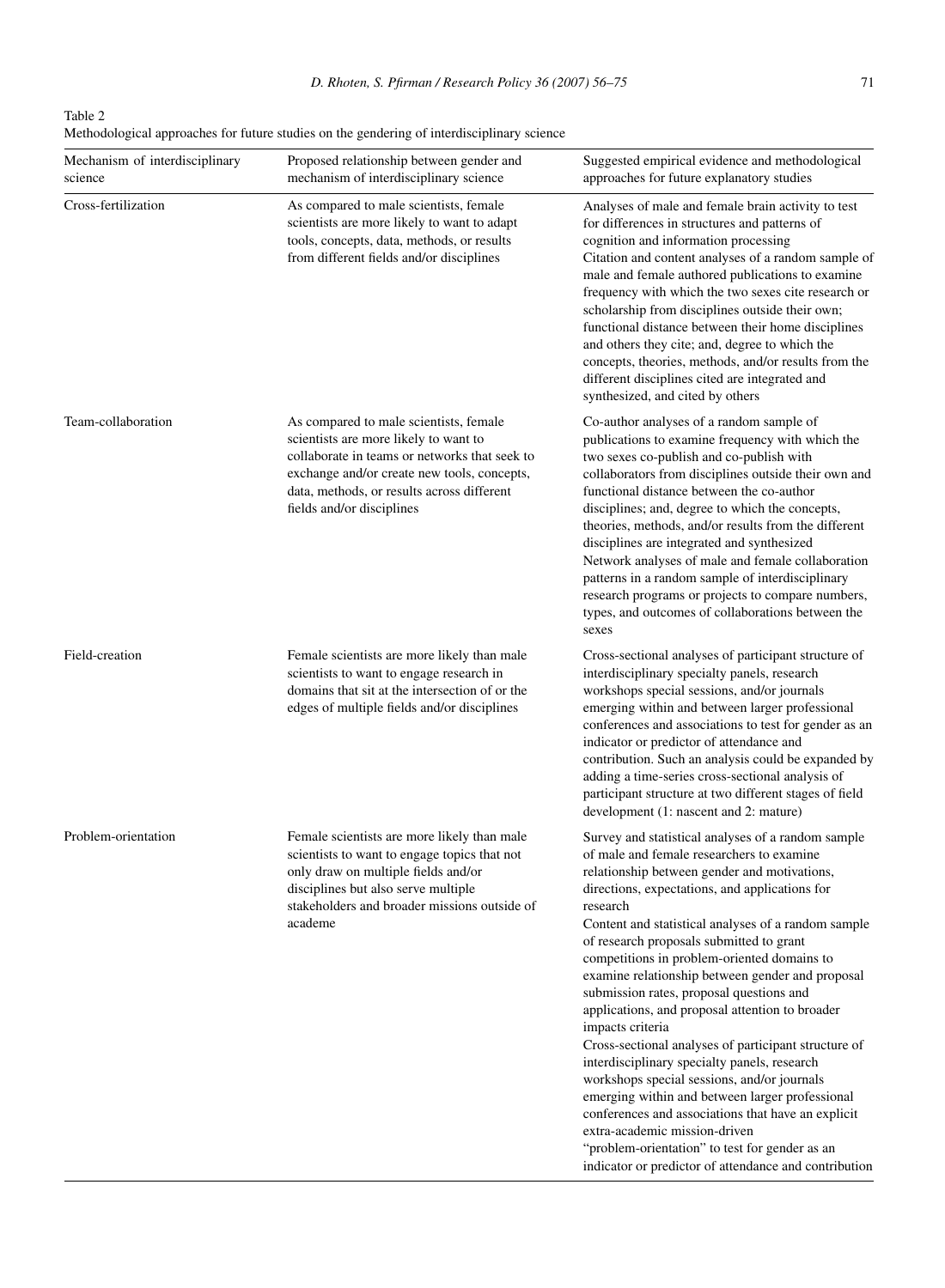Table 2
Methodological approaches for future studies on the gendering of interdisciplinary science

| Mechanism of interdisciplinary science | Proposed relationship between gender and mechanism of interdisciplinary science | Suggested empirical evidence and methodological approaches for future explanatory studies |
|---|---|---|
| Cross-fertilization | As compared to male scientists, female scientists are more likely to want to adapt tools, concepts, data, methods, or results from different fields and/or disciplines | Analyses of male and female brain activity to test for differences in structures and patterns of cognition and information processing<br>Citation and content analyses of a random sample of male and female authored publications to examine frequency with which the two sexes cite research or scholarship from disciplines outside their own; functional distance between their home disciplines and others they cite; and, degree to which the concepts, theories, methods, and/or results from the different disciplines cited are integrated and synthesized, and cited by others |
| Team-collaboration | As compared to male scientists, female scientists are more likely to want to collaborate in teams or networks that seek to exchange and/or create new tools, concepts, data, methods, or results across different fields and/or disciplines | Co-author analyses of a random sample of publications to examine frequency with which the two sexes co-publish and co-publish with collaborators from disciplines outside their own and functional distance between the co-author disciplines; and, degree to which the concepts, theories, methods, and/or results from the different disciplines are integrated and synthesized<br>Network analyses of male and female collaboration patterns in a random sample of interdisciplinary research programs or projects to compare numbers, types, and outcomes of collaborations between the sexes |
| Field-creation | Female scientists are more likely than male scientists to want to engage research in domains that sit at the intersection of or the edges of multiple fields and/or disciplines | Cross-sectional analyses of participant structure of interdisciplinary specialty panels, research workshops special sessions, and/or journals emerging within and between larger professional conferences and associations to test for gender as an indicator or predictor of attendance and contribution. Such an analysis could be expanded by adding a time-series cross-sectional analysis of participant structure at two different stages of field development (1: nascent and 2: mature) |
| Problem-orientation | Female scientists are more likely than male scientists to want to engage topics that not only draw on multiple fields and/or disciplines but also serve multiple stakeholders and broader missions outside of academe | Survey and statistical analyses of a random sample of male and female researchers to examine relationship between gender and motivations, directions, expectations, and applications for research<br>Content and statistical analyses of a random sample of research proposals submitted to grant competitions in problem-oriented domains to examine relationship between gender and proposal submission rates, proposal questions and applications, and proposal attention to broader impacts criteria<br>Cross-sectional analyses of participant structure of interdisciplinary specialty panels, research workshops special sessions, and/or journals emerging within and between larger professional conferences and associations that have an explicit extra-academic mission-driven "problem-orientation" to test for gender as an indicator or predictor of attendance and contribution |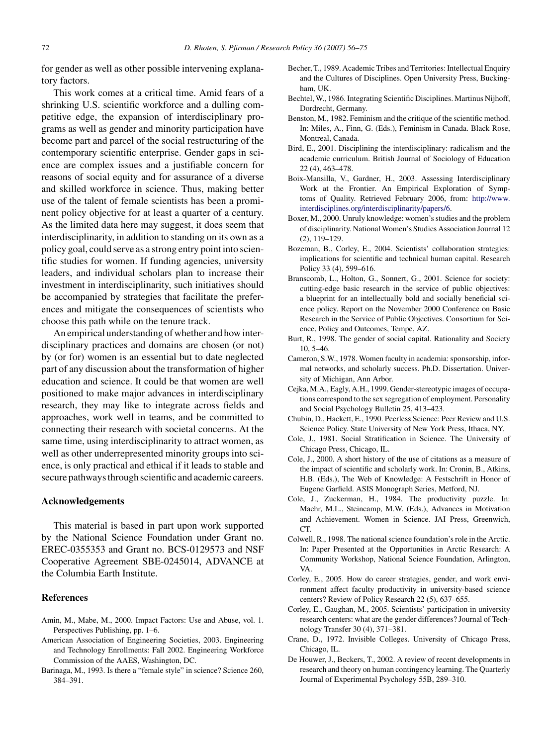for gender as well as other possible intervening explanatory factors.

This work comes at a critical time. Amid fears of a shrinking U.S. scientific workforce and a dulling competitive edge, the expansion of interdisciplinary programs as well as gender and minority participation have become part and parcel of the social restructuring of the contemporary scientific enterprise. Gender gaps in science are complex issues and a justifiable concern for reasons of social equity and for assurance of a diverse and skilled workforce in science. Thus, making better use of the talent of female scientists has been a prominent policy objective for at least a quarter of a century. As the limited data here may suggest, it does seem that interdisciplinarity, in addition to standing on its own as a policy goal, could serve as a strong entry point into scientific studies for women. If funding agencies, university leaders, and individual scholars plan to increase their investment in interdisciplinarity, such initiatives should be accompanied by strategies that facilitate the preferences and mitigate the consequences of scientists who choose this path while on the tenure track.

An empirical understanding of whether and how interdisciplinary practices and domains are chosen (or not) by (or for) women is an essential but to date neglected part of any discussion about the transformation of higher education and science. It could be that women are well positioned to make major advances in interdisciplinary research, they may like to integrate across fields and approaches, work well in teams, and be committed to connecting their research with societal concerns. At the same time, using interdisciplinarity to attract women, as well as other underrepresented minority groups into science, is only practical and ethical if it leads to stable and secure pathways through scientific and academic careers.

## Acknowledgements

This material is based in part upon work supported by the National Science Foundation under Grant no. EREC-0355353 and Grant no. BCS-0129573 and NSF Cooperative Agreement SBE-0245014, ADVANCE at the Columbia Earth Institute.

## References

Amin, M., Mabe, M., 2000. Impact Factors: Use and Abuse, vol. 1. Perspectives Publishing, pp. 1–6.

American Association of Engineering Societies, 2003. Engineering and Technology Enrollments: Fall 2002. Engineering Workforce Commission of the AAES, Washington, DC.

Barinaga, M., 1993. Is there a "female style" in science? Science 260, 384–391.

Becher, T., 1989. Academic Tribes and Territories: Intellectual Enquiry and the Cultures of Disciplines. Open University Press, Buckingham, UK.

Bechtel, W., 1986. Integrating Scientific Disciplines. Martinus Nijhoff, Dordrecht, Germany.

Benston, M., 1982. Feminism and the critique of the scientific method. In: Miles, A., Finn, G. (Eds.), Feminism in Canada. Black Rose, Montreal, Canada.

Bird, E., 2001. Disciplining the interdisciplinary: radicalism and the academic curriculum. British Journal of Sociology of Education 22 (4), 463–478.

Boix-Mansilla, V., Gardner, H., 2003. Assessing Interdisciplinary Work at the Frontier. An Empirical Exploration of Symptoms of Quality. Retrieved February 2006, from: http://www.interdisciplines.org/interdisciplinarity/papers/6.

Boxer, M., 2000. Unruly knowledge: women's studies and the problem of disciplinarity. National Women's Studies Association Journal 12 (2), 119–129.

Bozeman, B., Corley, E., 2004. Scientists' collaboration strategies: implications for scientific and technical human capital. Research Policy 33 (4), 599–616.

Branscomb, L., Holton, G., Sonnert, G., 2001. Science for society: cutting-edge basic research in the service of public objectives: a blueprint for an intellectually bold and socially beneficial science policy. Report on the November 2000 Conference on Basic Research in the Service of Public Objectives. Consortium for Science, Policy and Outcomes, Tempe, AZ.

Burt, R., 1998. The gender of social capital. Rationality and Society 10, 5–46.

Cameron, S.W., 1978. Women faculty in academia: sponsorship, informal networks, and scholarly success. Ph.D. Dissertation. University of Michigan, Ann Arbor.

Cejka, M.A., Eagly, A.H., 1999. Gender-stereotypic images of occupations correspond to the sex segregation of employment. Personality and Social Psychology Bulletin 25, 413–423.

Chubin, D., Hackett, E., 1990. Peerless Science: Peer Review and U.S. Science Policy. State University of New York Press, Ithaca, NY.

Cole, J., 1981. Social Stratification in Science. The University of Chicago Press, Chicago, IL.

Cole, J., 2000. A short history of the use of citations as a measure of the impact of scientific and scholarly work. In: Cronin, B., Atkins, H.B. (Eds.), The Web of Knowledge: A Festschrift in Honor of Eugene Garfield. ASIS Monograph Series, Metford, NJ.

Cole, J., Zuckerman, H., 1984. The productivity puzzle. In: Maehr, M.L., Steincamp, M.W. (Eds.), Advances in Motivation and Achievement. Women in Science. JAI Press, Greenwich, CT.

Colwell, R., 1998. The national science foundation's role in the Arctic. In: Paper Presented at the Opportunities in Arctic Research: A Community Workshop, National Science Foundation, Arlington, VA.

Corley, E., 2005. How do career strategies, gender, and work environment affect faculty productivity in university-based science centers? Review of Policy Research 22 (5), 637–655.

Corley, E., Gaughan, M., 2005. Scientists' participation in university research centers: what are the gender differences? Journal of Technology Transfer 30 (4), 371–381.

Crane, D., 1972. Invisible Colleges. University of Chicago Press, Chicago, IL.

De Houwer, J., Beckers, T., 2002. A review of recent developments in research and theory on human contingency learning. The Quarterly Journal of Experimental Psychology 55B, 289–310.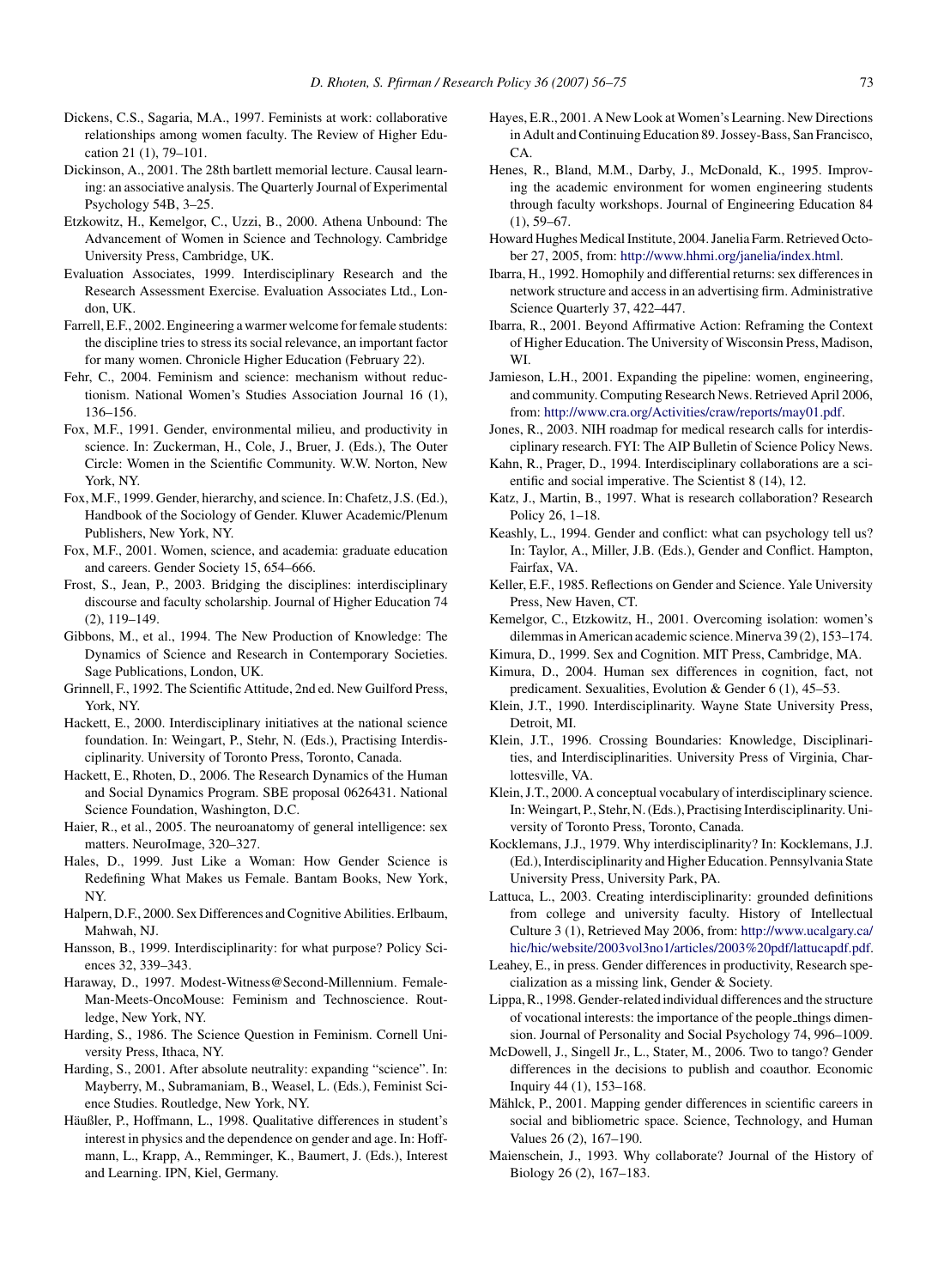Dickens, C.S., Sagaria, M.A., 1997. Feminists at work: collaborative relationships among women faculty. The Review of Higher Education 21 (1), 79–101.

Dickinson, A., 2001. The 28th bartlett memorial lecture. Causal learning: an associative analysis. The Quarterly Journal of Experimental Psychology 54B, 3–25.

Etzkowitz, H., Kemelgor, C., Uzzi, B., 2000. Athena Unbound: The Advancement of Women in Science and Technology. Cambridge University Press, Cambridge, UK.

Evaluation Associates, 1999. Interdisciplinary Research and the Research Assessment Exercise. Evaluation Associates Ltd., London, UK.

Farrell, E.F., 2002. Engineering a warmer welcome for female students: the discipline tries to stress its social relevance, an important factor for many women. Chronicle Higher Education (February 22).

Fehr, C., 2004. Feminism and science: mechanism without reductionism. National Women's Studies Association Journal 16 (1), 136–156.

Fox, M.F., 1991. Gender, environmental milieu, and productivity in science. In: Zuckerman, H., Cole, J., Bruer, J. (Eds.), The Outer Circle: Women in the Scientific Community. W.W. Norton, New York, NY.

Fox, M.F., 1999. Gender, hierarchy, and science. In: Chafetz, J.S. (Ed.), Handbook of the Sociology of Gender. Kluwer Academic/Plenum Publishers, New York, NY.

Fox, M.F., 2001. Women, science, and academia: graduate education and careers. Gender Society 15, 654–666.

Frost, S., Jean, P., 2003. Bridging the disciplines: interdisciplinary discourse and faculty scholarship. Journal of Higher Education 74 (2), 119–149.

Gibbons, M., et al., 1994. The New Production of Knowledge: The Dynamics of Science and Research in Contemporary Societies. Sage Publications, London, UK.

Grinnell, F., 1992. The Scientific Attitude, 2nd ed. New Guilford Press, York, NY.

Hackett, E., 2000. Interdisciplinary initiatives at the national science foundation. In: Weingart, P., Stehr, N. (Eds.), Practising Interdisciplinarity. University of Toronto Press, Toronto, Canada.

Hackett, E., Rhoten, D., 2006. The Research Dynamics of the Human and Social Dynamics Program. SBE proposal 0626431. National Science Foundation, Washington, D.C.

Haier, R., et al., 2005. The neuroanatomy of general intelligence: sex matters. NeuroImage, 320–327.

Hales, D., 1999. Just Like a Woman: How Gender Science is Redefining What Makes us Female. Bantam Books, New York, NY.

Halpern, D.F., 2000. Sex Differences and Cognitive Abilities. Erlbaum, Mahwah, NJ.

Hansson, B., 1999. Interdisciplinarity: for what purpose? Policy Sciences 32, 339–343.

Haraway, D., 1997. Modest-Witness@Second-Millennium. Female-Man-Meets-OncoMouse: Feminism and Technoscience. Routledge, New York, NY.

Harding, S., 1986. The Science Question in Feminism. Cornell University Press, Ithaca, NY.

Harding, S., 2001. After absolute neutrality: expanding "science". In: Mayberry, M., Subramaniam, B., Weasel, L. (Eds.), Feminist Science Studies. Routledge, New York, NY.

Häußler, P., Hoffmann, L., 1998. Qualitative differences in student's interest in physics and the dependence on gender and age. In: Hoffmann, L., Krapp, A., Remminger, K., Baumert, J. (Eds.), Interest and Learning. IPN, Kiel, Germany.

Hayes, E.R., 2001. A New Look at Women's Learning. New Directions in Adult and Continuing Education 89. Jossey-Bass, San Francisco, CA.

Henes, R., Bland, M.M., Darby, J., McDonald, K., 1995. Improving the academic environment for women engineering students through faculty workshops. Journal of Engineering Education 84 (1), 59–67.

Howard Hughes Medical Institute, 2004. Janelia Farm. Retrieved October 27, 2005, from: http://www.hhmi.org/janelia/index.html.

Ibarra, H., 1992. Homophily and differential returns: sex differences in network structure and access in an advertising firm. Administrative Science Quarterly 37, 422–447.

Ibarra, R., 2001. Beyond Affirmative Action: Reframing the Context of Higher Education. The University of Wisconsin Press, Madison, WI.

Jamieson, L.H., 2001. Expanding the pipeline: women, engineering, and community. Computing Research News. Retrieved April 2006, from: http://www.cra.org/Activities/craw/reports/may01.pdf.

Jones, R., 2003. NIH roadmap for medical research calls for interdisciplinary research. FYI: The AIP Bulletin of Science Policy News.

Kahn, R., Prager, D., 1994. Interdisciplinary collaborations are a scientific and social imperative. The Scientist 8 (14), 12.

Katz, J., Martin, B., 1997. What is research collaboration? Research Policy 26, 1–18.

Keashly, L., 1994. Gender and conflict: what can psychology tell us? In: Taylor, A., Miller, J.B. (Eds.), Gender and Conflict. Hampton, Fairfax, VA.

Keller, E.F., 1985. Reflections on Gender and Science. Yale University Press, New Haven, CT.

Kemelgor, C., Etzkowitz, H., 2001. Overcoming isolation: women's dilemmas in American academic science. Minerva 39 (2), 153–174.

Kimura, D., 1999. Sex and Cognition. MIT Press, Cambridge, MA.

Kimura, D., 2004. Human sex differences in cognition, fact, not predicament. Sexualities, Evolution & Gender 6 (1), 45–53.

Klein, J.T., 1990. Interdisciplinarity. Wayne State University Press, Detroit, MI.

Klein, J.T., 1996. Crossing Boundaries: Knowledge, Disciplinarities, and Interdisciplinarities. University Press of Virginia, Charlottesville, VA.

Klein, J.T., 2000. A conceptual vocabulary of interdisciplinary science. In: Weingart, P., Stehr, N. (Eds.), Practising Interdisciplinarity. University of Toronto Press, Toronto, Canada.

Kocklemans, J.J., 1979. Why interdisciplinarity? In: Kocklemans, J.J. (Ed.), Interdisciplinarity and Higher Education. Pennsylvania State University Press, University Park, PA.

Lattuca, L., 2003. Creating interdisciplinarity: grounded definitions from college and university faculty. History of Intellectual Culture 3 (1), Retrieved May 2006, from: http://www.ucalgary.ca/hic/hic/website/2003vol3no1/articles/2003%20pdf/lattucapdf.pdf.

Leahey, E., in press. Gender differences in productivity, Research specialization as a missing link, Gender & Society.

Lippa, R., 1998. Gender-related individual differences and the structure of vocational interests: the importance of the people_things dimension. Journal of Personality and Social Psychology 74, 996–1009.

McDowell, J., Singell Jr., L., Stater, M., 2006. Two to tango? Gender differences in the decisions to publish and coauthor. Economic Inquiry 44 (1), 153–168.

Mählck, P., 2001. Mapping gender differences in scientific careers in social and bibliometric space. Science, Technology, and Human Values 26 (2), 167–190.

Maienschein, J., 1993. Why collaborate? Journal of the History of Biology 26 (2), 167–183.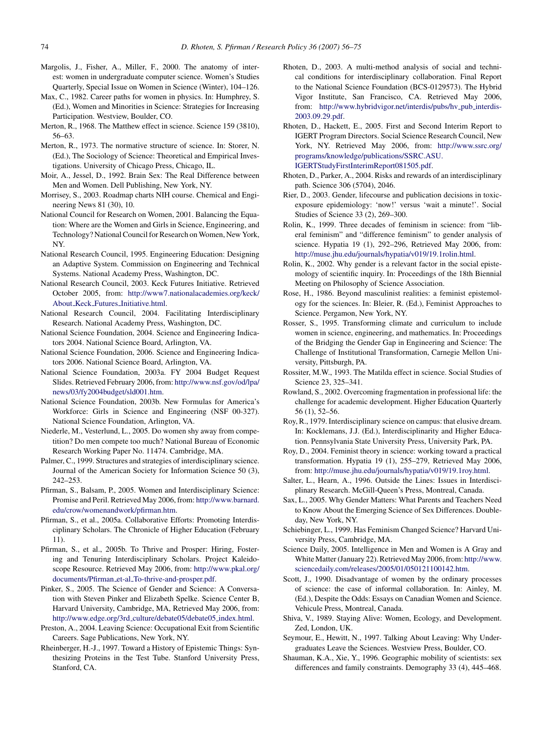Margolis, J., Fisher, A., Miller, F., 2000. The anatomy of interest: women in undergraduate computer science. Women's Studies Quarterly, Special Issue on Women in Science (Winter), 104–126.

Max, C., 1982. Career paths for women in physics. In: Humphrey, S. (Ed.), Women and Minorities in Science: Strategies for Increasing Participation. Westview, Boulder, CO.

Merton, R., 1968. The Matthew effect in science. Science 159 (3810), 56–63.

Merton, R., 1973. The normative structure of science. In: Storer, N. (Ed.), The Sociology of Science: Theoretical and Empirical Investigations. University of Chicago Press, Chicago, IL.

Moir, A., Jessel, D., 1992. Brain Sex: The Real Difference between Men and Women. Dell Publishing, New York, NY.

Morrisey, S., 2003. Roadmap charts NIH course. Chemical and Engineering News 81 (30), 10.

National Council for Research on Women, 2001. Balancing the Equation: Where are the Women and Girls in Science, Engineering, and Technology? National Council for Research on Women, New York, NY.

National Research Council, 1995. Engineering Education: Designing an Adaptive System. Commission on Engineering and Technical Systems. National Academy Press, Washington, DC.

National Research Council, 2003. Keck Futures Initiative. Retrieved October 2005, from: http://www7.nationalacademies.org/keck/About_Keck_Futures_Initiative.html.

National Research Council, 2004. Facilitating Interdisciplinary Research. National Academy Press, Washington, DC.

National Science Foundation, 2004. Science and Engineering Indicators 2004. National Science Board, Arlington, VA.

National Science Foundation, 2006. Science and Engineering Indicators 2006. National Science Board, Arlington, VA.

National Science Foundation, 2003a. FY 2004 Budget Request Slides. Retrieved February 2006, from: http://www.nsf.gov/od/lpa/news/03/fy2004budget/sld001.htm.

National Science Foundation, 2003b. New Formulas for America's Workforce: Girls in Science and Engineering (NSF 00-327). National Science Foundation, Arlington, VA.

Niederle, M., Vesterlund, L., 2005. Do women shy away from competition? Do men compete too much? National Bureau of Economic Research Working Paper No. 11474. Cambridge, MA.

Palmer, C., 1999. Structures and strategies of interdisciplinary science. Journal of the American Society for Information Science 50 (3), 242–253.

Pfirman, S., Balsam, P., 2005. Women and Interdisciplinary Science: Promise and Peril. Retrieved May 2006, from: http://www.barnard.edu/crow/womenandwork/pfirman.htm.

Pfirman, S., et al., 2005a. Collaborative Efforts: Promoting Interdisciplinary Scholars. The Chronicle of Higher Education (February 11).

Pfirman, S., et al., 2005b. To Thrive and Prosper: Hiring, Fostering and Tenuring Interdisciplinary Scholars. Project Kaleidoscope Resource. Retrieved May 2006, from: http://www.pkal.org/documents/Pfirman_et-al_To-thrive-and-prosper.pdf.

Pinker, S., 2005. The Science of Gender and Science: A Conversation with Steven Pinker and Elizabeth Spelke. Science Center B, Harvard University, Cambridge, MA, Retrieved May 2006, from: http://www.edge.org/3rd_culture/debate05/debate05_index.html.

Preston, A., 2004. Leaving Science: Occupational Exit from Scientific Careers. Sage Publications, New York, NY.

Rheinberger, H.-J., 1997. Toward a History of Epistemic Things: Synthesizing Proteins in the Test Tube. Stanford University Press, Stanford, CA.

Rhoten, D., 2003. A multi-method analysis of social and technical conditions for interdisciplinary collaboration. Final Report to the National Science Foundation (BCS-0129573). The Hybrid Vigor Institute, San Francisco, CA. Retrieved May 2006, from: http://www.hybridvigor.net/interdis/pubs/hv_pub_interdis-2003.09.29.pdf.

Rhoten, D., Hackett, E., 2005. First and Second Interim Report to IGERT Program Directors. Social Science Research Council, New York, NY. Retrieved May 2006, from: http://www.ssrc.org/programs/knowledge/publications/SSRC.ASU.IGERTStudyFirstInterimReport081505.pdf.

Rhoten, D., Parker, A., 2004. Risks and rewards of an interdisciplinary path. Science 306 (5704), 2046.

Rier, D., 2003. Gender, lifecourse and publication decisions in toxic-exposure epidemiology: 'now!' versus 'wait a minute!'. Social Studies of Science 33 (2), 269–300.

Rolin, K., 1999. Three decades of feminism in science: from "liberal feminism" and "difference feminism" to gender analysis of science. Hypatia 19 (1), 292–296, Retrieved May 2006, from: http://muse.jhu.edu/journals/hypatia/v019/19.1rolin.html.

Rolin, K., 2002. Why gender is a relevant factor in the social epistemology of scientific inquiry. In: Proceedings of the 18th Biennial Meeting on Philosophy of Science Association.

Rose, H., 1986. Beyond masculinist realities: a feminist epistemology for the sciences. In: Bleier, R. (Ed.), Feminist Approaches to Science. Pergamon, New York, NY.

Rosser, S., 1995. Transforming climate and curriculum to include women in science, engineering, and mathematics. In: Proceedings of the Bridging the Gender Gap in Engineering and Science: The Challenge of Institutional Transformation, Carnegie Mellon University, Pittsburgh, PA.

Rossiter, M.W., 1993. The Matilda effect in science. Social Studies of Science 23, 325–341.

Rowland, S., 2002. Overcoming fragmentation in professional life: the challenge for academic development. Higher Education Quarterly 56 (1), 52–56.

Roy, R., 1979. Interdisciplinary science on campus: that elusive dream. In: Kocklemans, J.J. (Ed.), Interdisciplinarity and Higher Education. Pennsylvania State University Press, University Park, PA.

Roy, D., 2004. Feminist theory in science: working toward a practical transformation. Hypatia 19 (1), 255–279, Retrieved May 2006, from: http://muse.jhu.edu/journals/hypatia/v019/19.1roy.html.

Salter, L., Hearn, A., 1996. Outside the Lines: Issues in Interdisciplinary Research. McGill-Queen's Press, Montreal, Canada.

Sax, L., 2005. Why Gender Matters: What Parents and Teachers Need to Know About the Emerging Science of Sex Differences. Doubleday, New York, NY.

Schiebinger, L., 1999. Has Feminism Changed Science? Harvard University Press, Cambridge, MA.

Science Daily, 2005. Intelligence in Men and Women is A Gray and White Matter (January 22). Retrieved May 2006, from: http://www.sciencedaily.com/releases/2005/01/050121100142.htm.

Scott, J., 1990. Disadvantage of women by the ordinary processes of science: the case of informal collaboration. In: Ainley, M. (Ed.), Despite the Odds: Essays on Canadian Women and Science. Vehicule Press, Montreal, Canada.

Shiva, V., 1989. Staying Alive: Women, Ecology, and Development. Zed, London, UK.

Seymour, E., Hewitt, N., 1997. Talking About Leaving: Why Undergraduates Leave the Sciences. Westview Press, Boulder, CO.

Shauman, K.A., Xie, Y., 1996. Geographic mobility of scientists: sex differences and family constraints. Demography 33 (4), 445–468.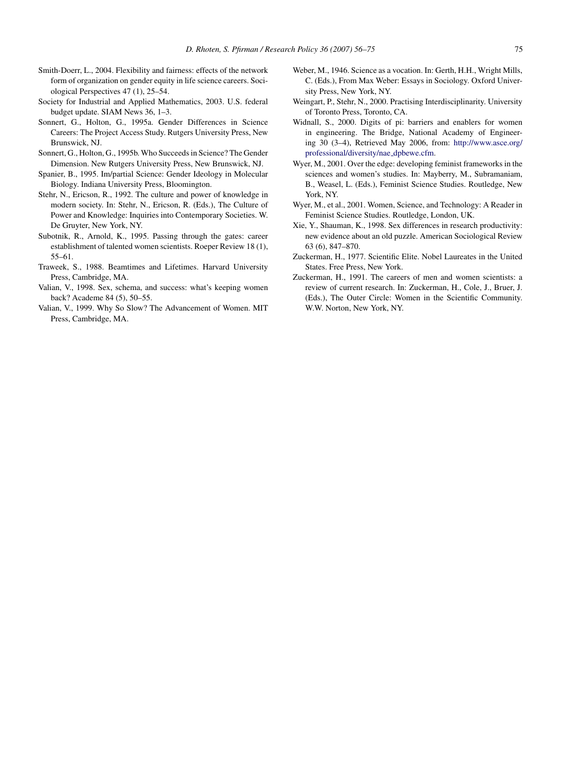Smith-Doerr, L., 2004. Flexibility and fairness: effects of the network form of organization on gender equity in life science careers. Sociological Perspectives 47 (1), 25–54.

Society for Industrial and Applied Mathematics, 2003. U.S. federal budget update. SIAM News 36, 1–3.

Sonnert, G., Holton, G., 1995a. Gender Differences in Science Careers: The Project Access Study. Rutgers University Press, New Brunswick, NJ.

Sonnert, G., Holton, G., 1995b. Who Succeeds in Science? The Gender Dimension. New Rutgers University Press, New Brunswick, NJ.

Spanier, B., 1995. Im/partial Science: Gender Ideology in Molecular Biology. Indiana University Press, Bloomington.

Stehr, N., Ericson, R., 1992. The culture and power of knowledge in modern society. In: Stehr, N., Ericson, R. (Eds.), The Culture of Power and Knowledge: Inquiries into Contemporary Societies. W. De Gruyter, New York, NY.

Subotnik, R., Arnold, K., 1995. Passing through the gates: career establishment of talented women scientists. Roeper Review 18 (1), 55–61.

Traweek, S., 1988. Beamtimes and Lifetimes. Harvard University Press, Cambridge, MA.

Valian, V., 1998. Sex, schema, and success: what's keeping women back? Academe 84 (5), 50–55.

Valian, V., 1999. Why So Slow? The Advancement of Women. MIT Press, Cambridge, MA.

Weber, M., 1946. Science as a vocation. In: Gerth, H.H., Wright Mills, C. (Eds.), From Max Weber: Essays in Sociology. Oxford University Press, New York, NY.

Weingart, P., Stehr, N., 2000. Practising Interdisciplinarity. University of Toronto Press, Toronto, CA.

Widnall, S., 2000. Digits of pi: barriers and enablers for women in engineering. The Bridge, National Academy of Engineering 30 (3–4), Retrieved May 2006, from: http://www.asce.org/professional/diversity/nae_dpbewe.cfm.

Wyer, M., 2001. Over the edge: developing feminist frameworks in the sciences and women's studies. In: Mayberry, M., Subramaniam, B., Weasel, L. (Eds.), Feminist Science Studies. Routledge, New York, NY.

Wyer, M., et al., 2001. Women, Science, and Technology: A Reader in Feminist Science Studies. Routledge, London, UK.

Xie, Y., Shauman, K., 1998. Sex differences in research productivity: new evidence about an old puzzle. American Sociological Review 63 (6), 847–870.

Zuckerman, H., 1977. Scientific Elite. Nobel Laureates in the United States. Free Press, New York.

Zuckerman, H., 1991. The careers of men and women scientists: a review of current research. In: Zuckerman, H., Cole, J., Bruer, J. (Eds.), The Outer Circle: Women in the Scientific Community. W.W. Norton, New York, NY.